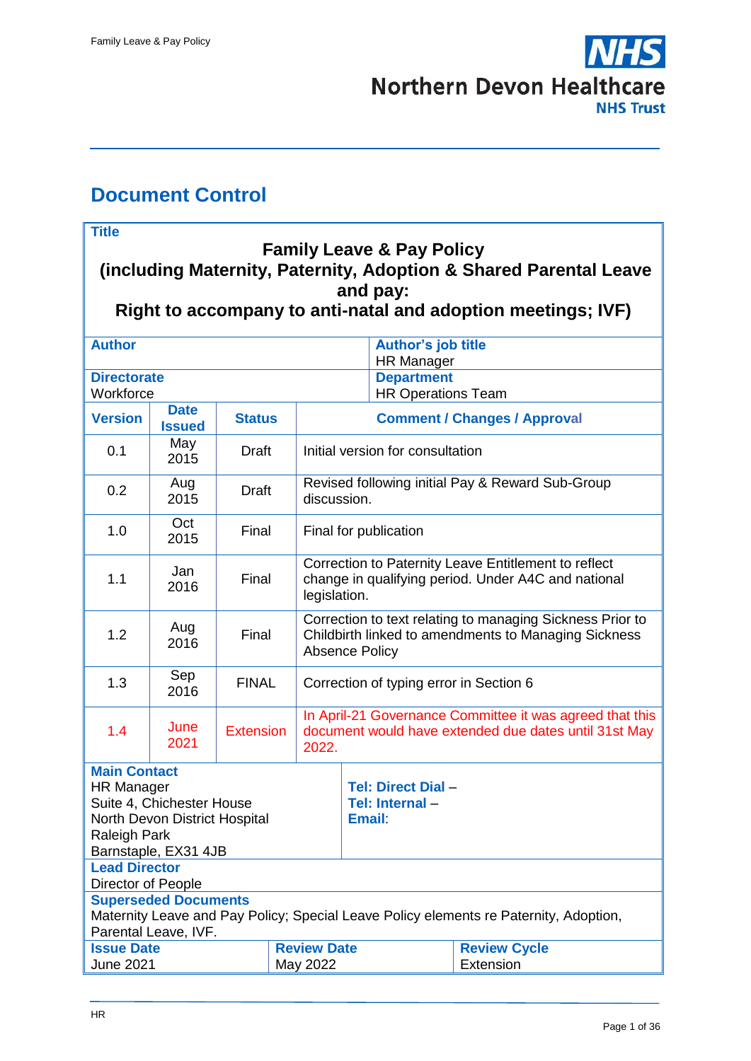# Document Control

| **Title** | | | |
|---|---|---|---|
| **Family Leave & Pay Policy (including Maternity, Paternity, Adoption & Shared Parental Leave and pay: Right to accompany to anti-natal and adoption meetings; IVF)** | | | |
| **Author** | | **Author's job title** HR Manager | |
| **Directorate** Workforce | | **Department** HR Operations Team | |

| **Version** | **Date Issued** | **Status** | **Comment / Changes / Approval** |
|---|---|---|---|
| 0.1 | May 2015 | Draft | Initial version for consultation |
| 0.2 | Aug 2015 | Draft | Revised following initial Pay & Reward Sub-Group discussion. |
| 1.0 | Oct 2015 | Final | Final for publication |
| 1.1 | Jan 2016 | Final | Correction to Paternity Leave Entitlement to reflect change in qualifying period. Under A4C and national legislation. |
| 1.2 | Aug 2016 | Final | Correction to text relating to managing Sickness Prior to Childbirth linked to amendments to Managing Sickness Absence Policy |
| 1.3 | Sep 2016 | FINAL | Correction of typing error in Section 6 |
| 1.4 | June 2021 | Extension | In April-21 Governance Committee it was agreed that this document would have extended due dates until 31st May 2022. |

| **Main Contact** | |
|---|---|
| HR Manager<br>Suite 4, Chichester House<br>North Devon District Hospital<br>Raleigh Park<br>Barnstaple, EX31 4JB | **Tel: Direct Dial** –<br>**Tel: Internal** –<br>**Email**: |

**Lead Director**
Director of People

**Superseded Documents**
Maternity Leave and Pay Policy; Special Leave Policy elements re Paternity, Adoption, Parental Leave, IVF.

| **Issue Date** | **Review Date** | **Review Cycle** |
|---|---|---|
| June 2021 | May 2022 | Extension |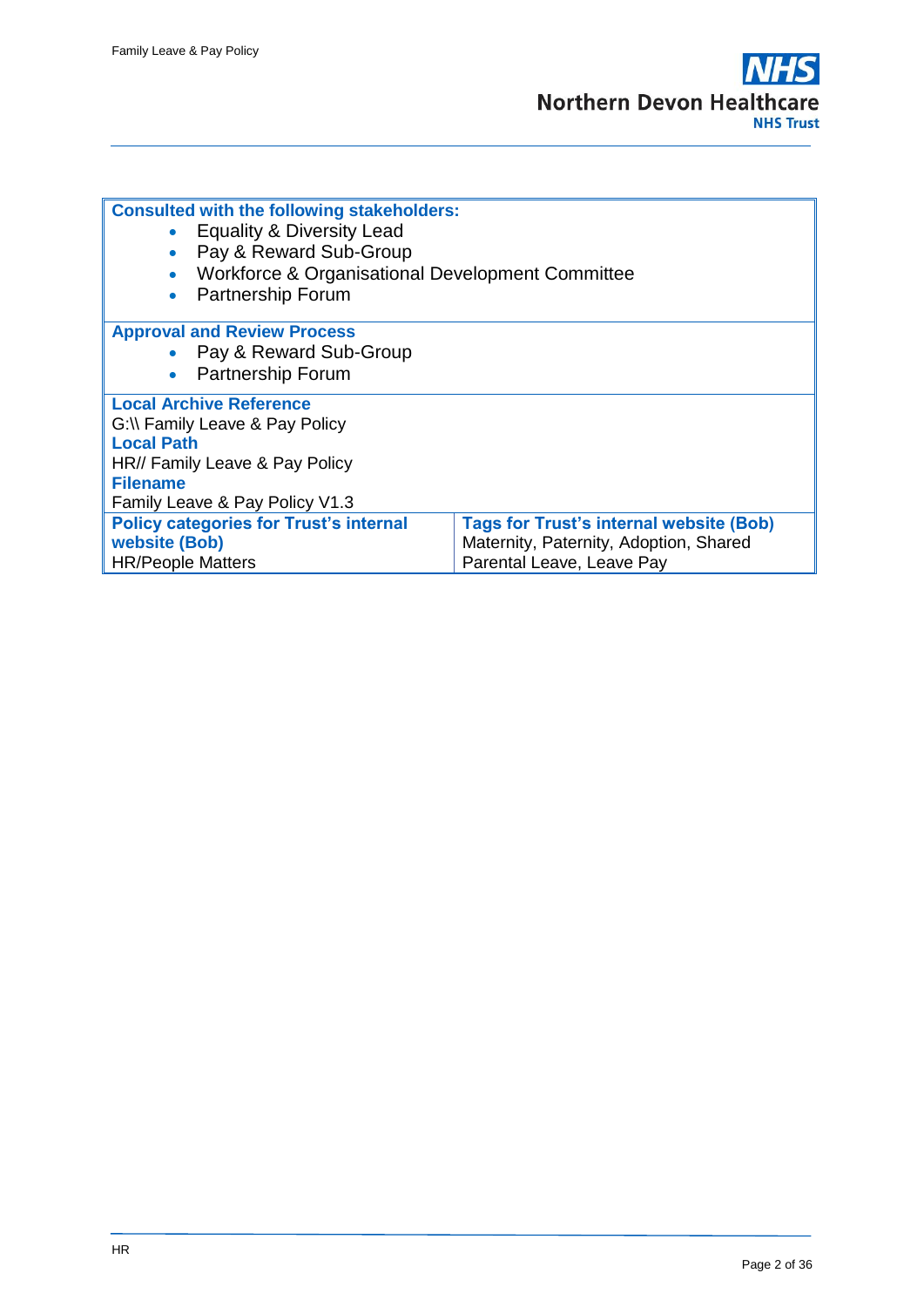**Consulted with the following stakeholders:**

- Equality & Diversity Lead
- Pay & Reward Sub-Group
- Workforce & Organisational Development Committee
- Partnership Forum

**Approval and Review Process**

- Pay & Reward Sub-Group
- Partnership Forum

**Local Archive Reference**

G:\\ Family Leave & Pay Policy

**Local Path**

HR// Family Leave & Pay Policy

**Filename**

Family Leave & Pay Policy V1.3

| **Policy categories for Trust's internal website (Bob)** | **Tags for Trust's internal website (Bob)** |
|---|---|
| HR/People Matters | Maternity, Paternity, Adoption, Shared Parental Leave, Leave Pay |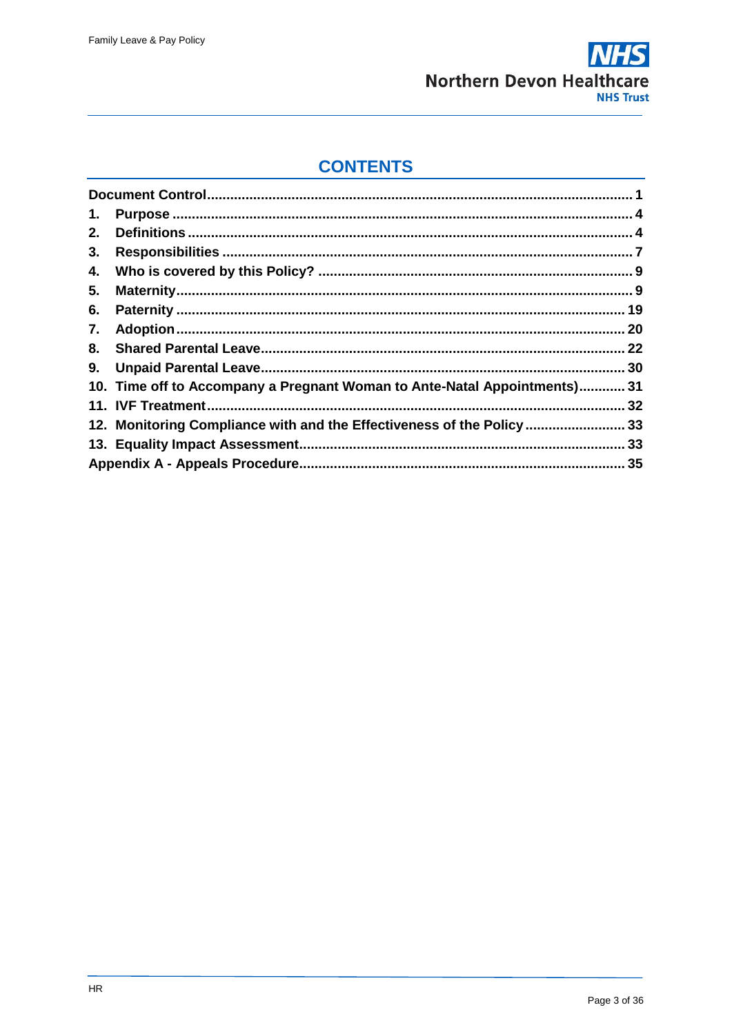# CONTENTS

| | |
|---|---|
| **Document Control** | **1** |
| **1. Purpose** | **4** |
| **2. Definitions** | **4** |
| **3. Responsibilities** | **7** |
| **4. Who is covered by this Policy?** | **9** |
| **5. Maternity** | **9** |
| **6. Paternity** | **19** |
| **7. Adoption** | **20** |
| **8. Shared Parental Leave** | **22** |
| **9. Unpaid Parental Leave** | **30** |
| **10. Time off to Accompany a Pregnant Woman to Ante-Natal Appointments)** | **31** |
| **11. IVF Treatment** | **32** |
| **12. Monitoring Compliance with and the Effectiveness of the Policy** | **33** |
| **13. Equality Impact Assessment** | **33** |
| **Appendix A - Appeals Procedure** | **35** |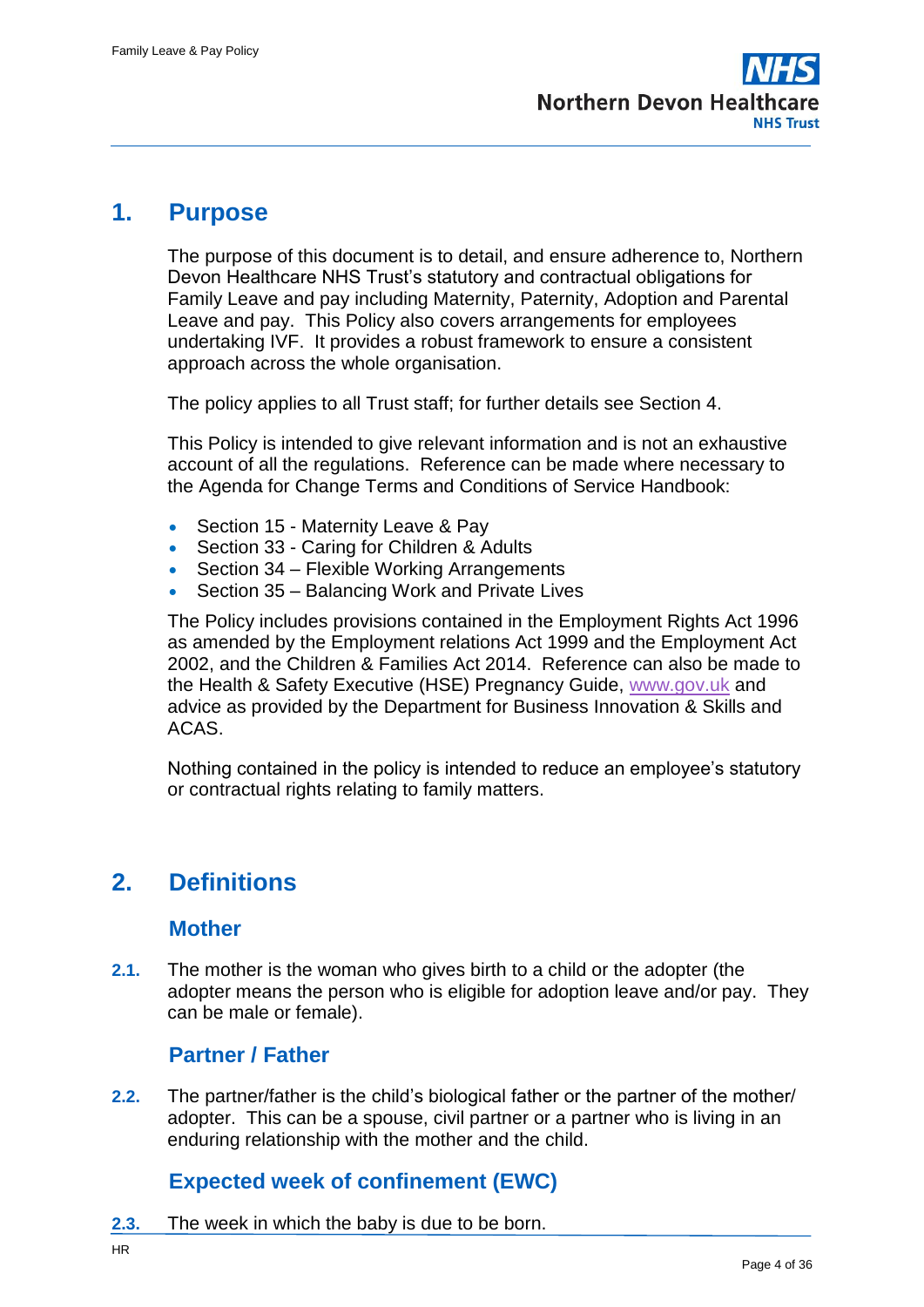## 1. Purpose

The purpose of this document is to detail, and ensure adherence to, Northern Devon Healthcare NHS Trust's statutory and contractual obligations for Family Leave and pay including Maternity, Paternity, Adoption and Parental Leave and pay. This Policy also covers arrangements for employees undertaking IVF. It provides a robust framework to ensure a consistent approach across the whole organisation.

The policy applies to all Trust staff; for further details see Section 4.

This Policy is intended to give relevant information and is not an exhaustive account of all the regulations. Reference can be made where necessary to the Agenda for Change Terms and Conditions of Service Handbook:

- Section 15 - Maternity Leave & Pay
- Section 33 - Caring for Children & Adults
- Section 34 – Flexible Working Arrangements
- Section 35 – Balancing Work and Private Lives

The Policy includes provisions contained in the Employment Rights Act 1996 as amended by the Employment relations Act 1999 and the Employment Act 2002, and the Children & Families Act 2014. Reference can also be made to the Health & Safety Executive (HSE) Pregnancy Guide, www.gov.uk and advice as provided by the Department for Business Innovation & Skills and ACAS.

Nothing contained in the policy is intended to reduce an employee's statutory or contractual rights relating to family matters.

## 2. Definitions

### Mother

**2.1.** The mother is the woman who gives birth to a child or the adopter (the adopter means the person who is eligible for adoption leave and/or pay. They can be male or female).

### Partner / Father

**2.2.** The partner/father is the child's biological father or the partner of the mother/ adopter. This can be a spouse, civil partner or a partner who is living in an enduring relationship with the mother and the child.

### Expected week of confinement (EWC)

**2.3.** The week in which the baby is due to be born.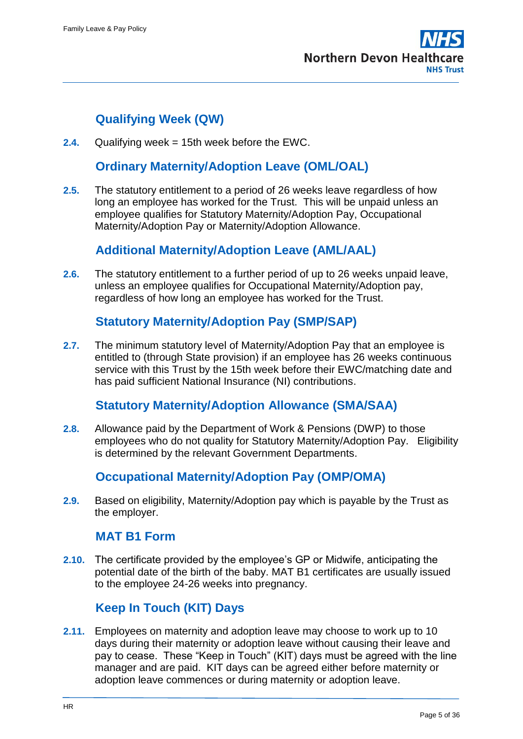### Qualifying Week (QW)

**2.4.** Qualifying week = 15th week before the EWC.

### Ordinary Maternity/Adoption Leave (OML/OAL)

**2.5.** The statutory entitlement to a period of 26 weeks leave regardless of how long an employee has worked for the Trust. This will be unpaid unless an employee qualifies for Statutory Maternity/Adoption Pay, Occupational Maternity/Adoption Pay or Maternity/Adoption Allowance.

### Additional Maternity/Adoption Leave (AML/AAL)

**2.6.** The statutory entitlement to a further period of up to 26 weeks unpaid leave, unless an employee qualifies for Occupational Maternity/Adoption pay, regardless of how long an employee has worked for the Trust.

### Statutory Maternity/Adoption Pay (SMP/SAP)

**2.7.** The minimum statutory level of Maternity/Adoption Pay that an employee is entitled to (through State provision) if an employee has 26 weeks continuous service with this Trust by the 15th week before their EWC/matching date and has paid sufficient National Insurance (NI) contributions.

### Statutory Maternity/Adoption Allowance (SMA/SAA)

**2.8.** Allowance paid by the Department of Work & Pensions (DWP) to those employees who do not quality for Statutory Maternity/Adoption Pay. Eligibility is determined by the relevant Government Departments.

### Occupational Maternity/Adoption Pay (OMP/OMA)

**2.9.** Based on eligibility, Maternity/Adoption pay which is payable by the Trust as the employer.

### MAT B1 Form

**2.10.** The certificate provided by the employee's GP or Midwife, anticipating the potential date of the birth of the baby. MAT B1 certificates are usually issued to the employee 24-26 weeks into pregnancy.

### Keep In Touch (KIT) Days

**2.11.** Employees on maternity and adoption leave may choose to work up to 10 days during their maternity or adoption leave without causing their leave and pay to cease. These "Keep in Touch" (KIT) days must be agreed with the line manager and are paid. KIT days can be agreed either before maternity or adoption leave commences or during maternity or adoption leave.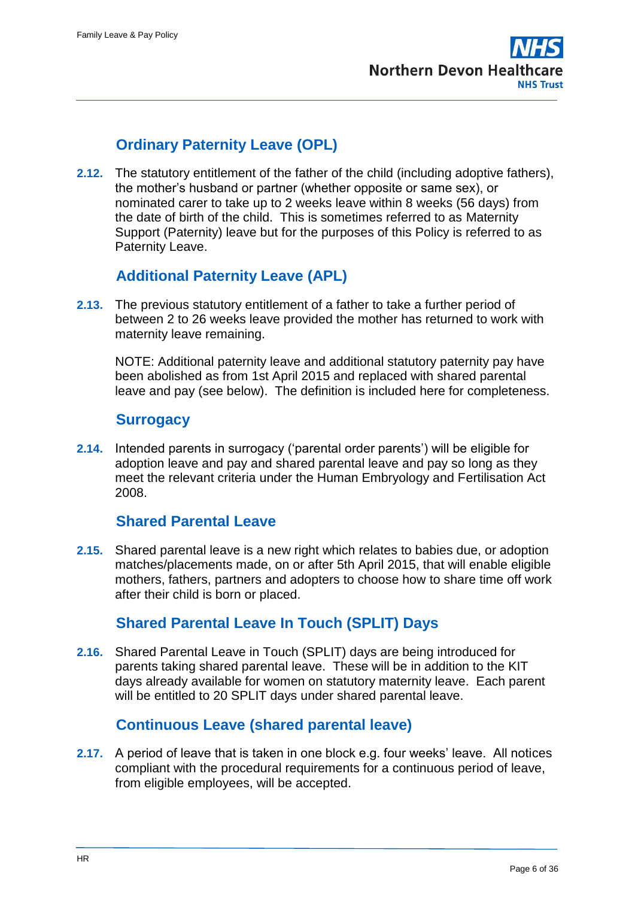## Ordinary Paternity Leave (OPL)

**2.12.** The statutory entitlement of the father of the child (including adoptive fathers), the mother's husband or partner (whether opposite or same sex), or nominated carer to take up to 2 weeks leave within 8 weeks (56 days) from the date of birth of the child. This is sometimes referred to as Maternity Support (Paternity) leave but for the purposes of this Policy is referred to as Paternity Leave.

## Additional Paternity Leave (APL)

**2.13.** The previous statutory entitlement of a father to take a further period of between 2 to 26 weeks leave provided the mother has returned to work with maternity leave remaining.

NOTE: Additional paternity leave and additional statutory paternity pay have been abolished as from 1st April 2015 and replaced with shared parental leave and pay (see below). The definition is included here for completeness.

## Surrogacy

**2.14.** Intended parents in surrogacy ('parental order parents') will be eligible for adoption leave and pay and shared parental leave and pay so long as they meet the relevant criteria under the Human Embryology and Fertilisation Act 2008.

## Shared Parental Leave

**2.15.** Shared parental leave is a new right which relates to babies due, or adoption matches/placements made, on or after 5th April 2015, that will enable eligible mothers, fathers, partners and adopters to choose how to share time off work after their child is born or placed.

## Shared Parental Leave In Touch (SPLIT) Days

**2.16.** Shared Parental Leave in Touch (SPLIT) days are being introduced for parents taking shared parental leave. These will be in addition to the KIT days already available for women on statutory maternity leave. Each parent will be entitled to 20 SPLIT days under shared parental leave.

## Continuous Leave (shared parental leave)

**2.17.** A period of leave that is taken in one block e.g. four weeks' leave. All notices compliant with the procedural requirements for a continuous period of leave, from eligible employees, will be accepted.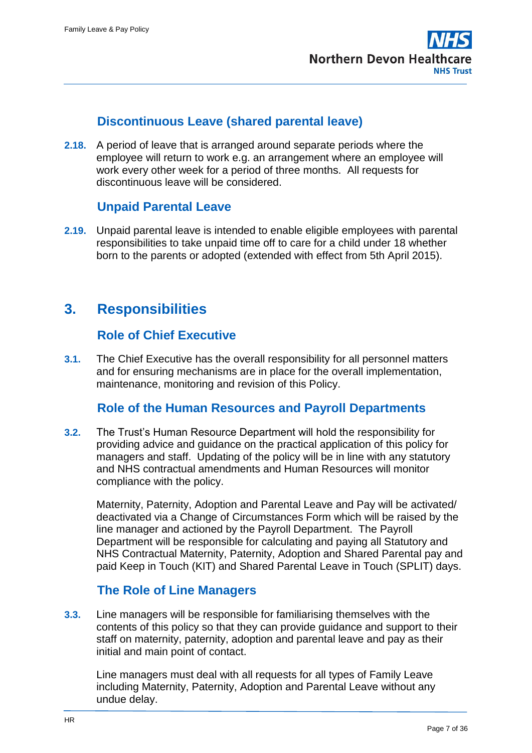### Discontinuous Leave (shared parental leave)

**2.18.** A period of leave that is arranged around separate periods where the employee will return to work e.g. an arrangement where an employee will work every other week for a period of three months. All requests for discontinuous leave will be considered.

### Unpaid Parental Leave

**2.19.** Unpaid parental leave is intended to enable eligible employees with parental responsibilities to take unpaid time off to care for a child under 18 whether born to the parents or adopted (extended with effect from 5th April 2015).

## 3. Responsibilities

### Role of Chief Executive

**3.1.** The Chief Executive has the overall responsibility for all personnel matters and for ensuring mechanisms are in place for the overall implementation, maintenance, monitoring and revision of this Policy.

### Role of the Human Resources and Payroll Departments

**3.2.** The Trust's Human Resource Department will hold the responsibility for providing advice and guidance on the practical application of this policy for managers and staff. Updating of the policy will be in line with any statutory and NHS contractual amendments and Human Resources will monitor compliance with the policy.

Maternity, Paternity, Adoption and Parental Leave and Pay will be activated/ deactivated via a Change of Circumstances Form which will be raised by the line manager and actioned by the Payroll Department. The Payroll Department will be responsible for calculating and paying all Statutory and NHS Contractual Maternity, Paternity, Adoption and Shared Parental pay and paid Keep in Touch (KIT) and Shared Parental Leave in Touch (SPLIT) days.

### The Role of Line Managers

**3.3.** Line managers will be responsible for familiarising themselves with the contents of this policy so that they can provide guidance and support to their staff on maternity, paternity, adoption and parental leave and pay as their initial and main point of contact.

Line managers must deal with all requests for all types of Family Leave including Maternity, Paternity, Adoption and Parental Leave without any undue delay.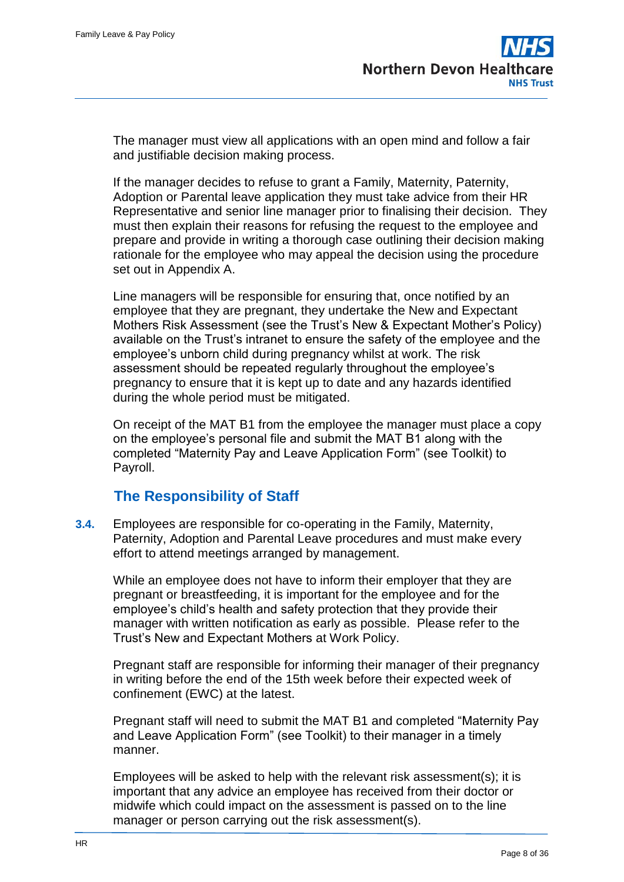The manager must view all applications with an open mind and follow a fair and justifiable decision making process.

If the manager decides to refuse to grant a Family, Maternity, Paternity, Adoption or Parental leave application they must take advice from their HR Representative and senior line manager prior to finalising their decision. They must then explain their reasons for refusing the request to the employee and prepare and provide in writing a thorough case outlining their decision making rationale for the employee who may appeal the decision using the procedure set out in Appendix A.

Line managers will be responsible for ensuring that, once notified by an employee that they are pregnant, they undertake the New and Expectant Mothers Risk Assessment (see the Trust's New & Expectant Mother's Policy) available on the Trust's intranet to ensure the safety of the employee and the employee's unborn child during pregnancy whilst at work. The risk assessment should be repeated regularly throughout the employee's pregnancy to ensure that it is kept up to date and any hazards identified during the whole period must be mitigated.

On receipt of the MAT B1 from the employee the manager must place a copy on the employee's personal file and submit the MAT B1 along with the completed "Maternity Pay and Leave Application Form" (see Toolkit) to Payroll.

## The Responsibility of Staff

**3.4.** Employees are responsible for co-operating in the Family, Maternity, Paternity, Adoption and Parental Leave procedures and must make every effort to attend meetings arranged by management.

While an employee does not have to inform their employer that they are pregnant or breastfeeding, it is important for the employee and for the employee's child's health and safety protection that they provide their manager with written notification as early as possible. Please refer to the Trust's New and Expectant Mothers at Work Policy.

Pregnant staff are responsible for informing their manager of their pregnancy in writing before the end of the 15th week before their expected week of confinement (EWC) at the latest.

Pregnant staff will need to submit the MAT B1 and completed "Maternity Pay and Leave Application Form" (see Toolkit) to their manager in a timely manner.

Employees will be asked to help with the relevant risk assessment(s); it is important that any advice an employee has received from their doctor or midwife which could impact on the assessment is passed on to the line manager or person carrying out the risk assessment(s).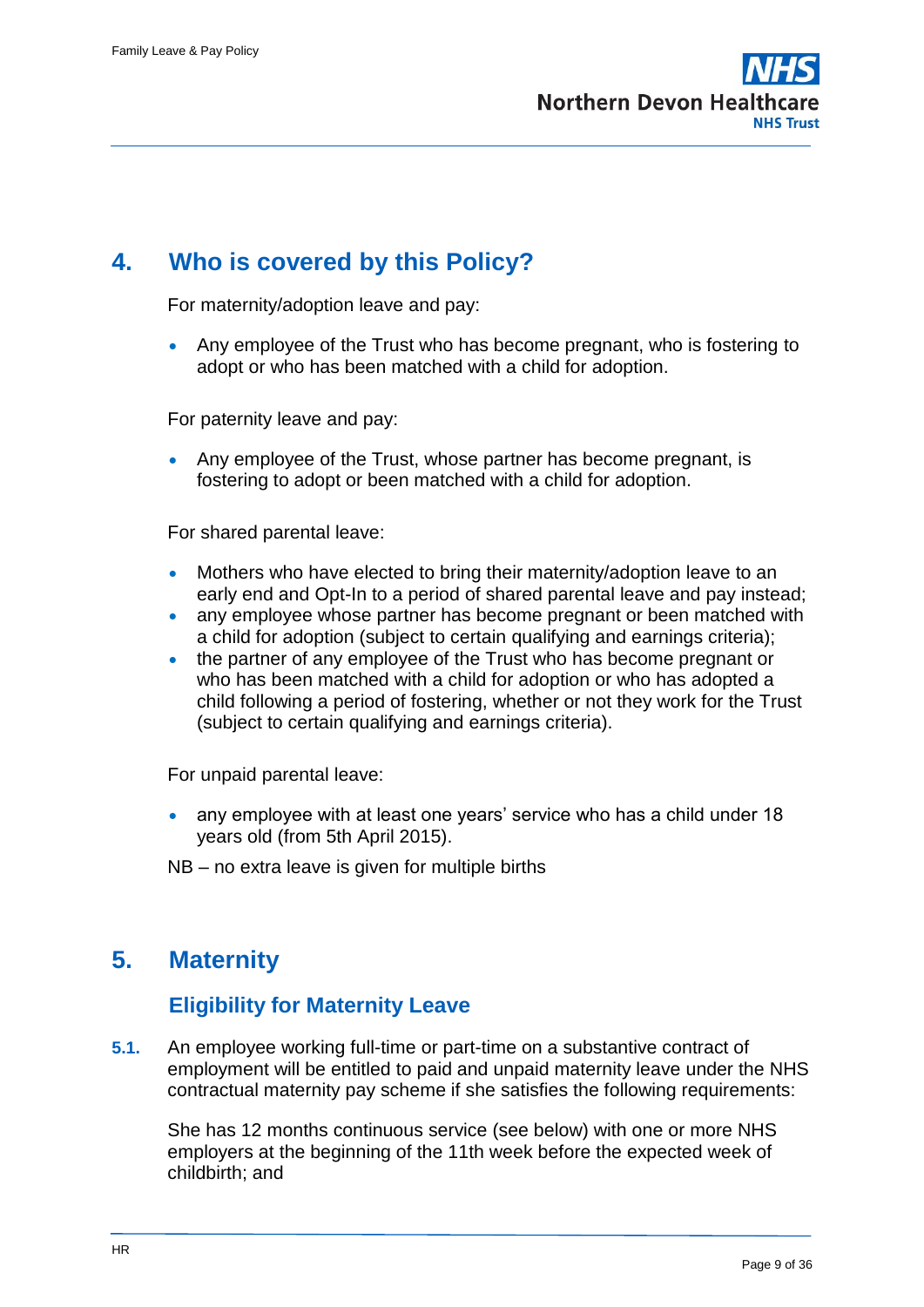## 4. Who is covered by this Policy?

For maternity/adoption leave and pay:

- Any employee of the Trust who has become pregnant, who is fostering to adopt or who has been matched with a child for adoption.

For paternity leave and pay:

- Any employee of the Trust, whose partner has become pregnant, is fostering to adopt or been matched with a child for adoption.

For shared parental leave:

- Mothers who have elected to bring their maternity/adoption leave to an early end and Opt-In to a period of shared parental leave and pay instead;
- any employee whose partner has become pregnant or been matched with a child for adoption (subject to certain qualifying and earnings criteria);
- the partner of any employee of the Trust who has become pregnant or who has been matched with a child for adoption or who has adopted a child following a period of fostering, whether or not they work for the Trust (subject to certain qualifying and earnings criteria).

For unpaid parental leave:

- any employee with at least one years' service who has a child under 18 years old (from 5th April 2015).

NB – no extra leave is given for multiple births

## 5. Maternity

### Eligibility for Maternity Leave

**5.1.** An employee working full-time or part-time on a substantive contract of employment will be entitled to paid and unpaid maternity leave under the NHS contractual maternity pay scheme if she satisfies the following requirements:

She has 12 months continuous service (see below) with one or more NHS employers at the beginning of the 11th week before the expected week of childbirth; and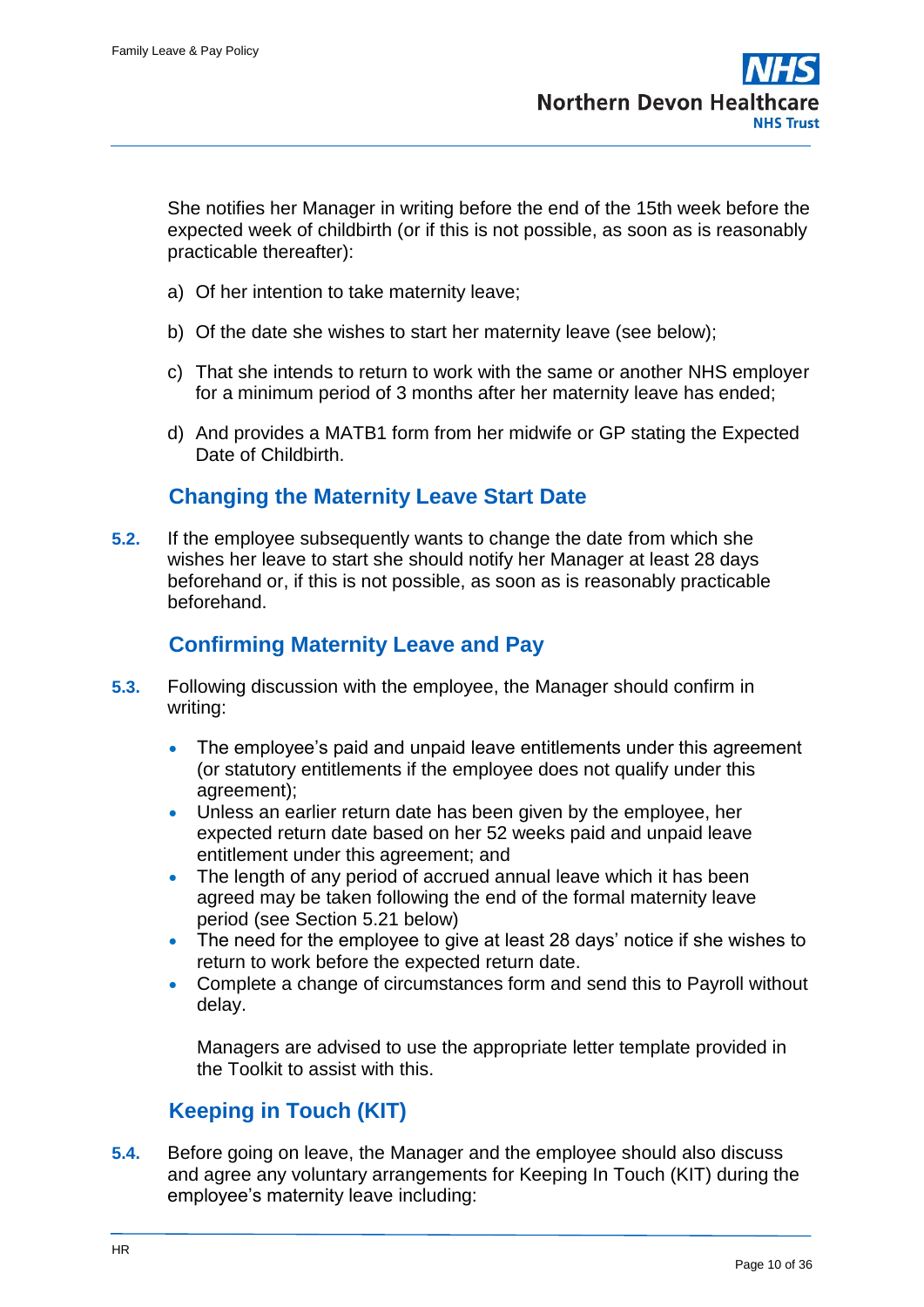She notifies her Manager in writing before the end of the 15th week before the expected week of childbirth (or if this is not possible, as soon as is reasonably practicable thereafter):

a) Of her intention to take maternity leave;

b) Of the date she wishes to start her maternity leave (see below);

c) That she intends to return to work with the same or another NHS employer for a minimum period of 3 months after her maternity leave has ended;

d) And provides a MATB1 form from her midwife or GP stating the Expected Date of Childbirth.

### Changing the Maternity Leave Start Date

**5.2.** If the employee subsequently wants to change the date from which she wishes her leave to start she should notify her Manager at least 28 days beforehand or, if this is not possible, as soon as is reasonably practicable beforehand.

### Confirming Maternity Leave and Pay

**5.3.** Following discussion with the employee, the Manager should confirm in writing:

- The employee's paid and unpaid leave entitlements under this agreement (or statutory entitlements if the employee does not qualify under this agreement);
- Unless an earlier return date has been given by the employee, her expected return date based on her 52 weeks paid and unpaid leave entitlement under this agreement; and
- The length of any period of accrued annual leave which it has been agreed may be taken following the end of the formal maternity leave period (see Section 5.21 below)
- The need for the employee to give at least 28 days' notice if she wishes to return to work before the expected return date.
- Complete a change of circumstances form and send this to Payroll without delay.

Managers are advised to use the appropriate letter template provided in the Toolkit to assist with this.

### Keeping in Touch (KIT)

**5.4.** Before going on leave, the Manager and the employee should also discuss and agree any voluntary arrangements for Keeping In Touch (KIT) during the employee's maternity leave including: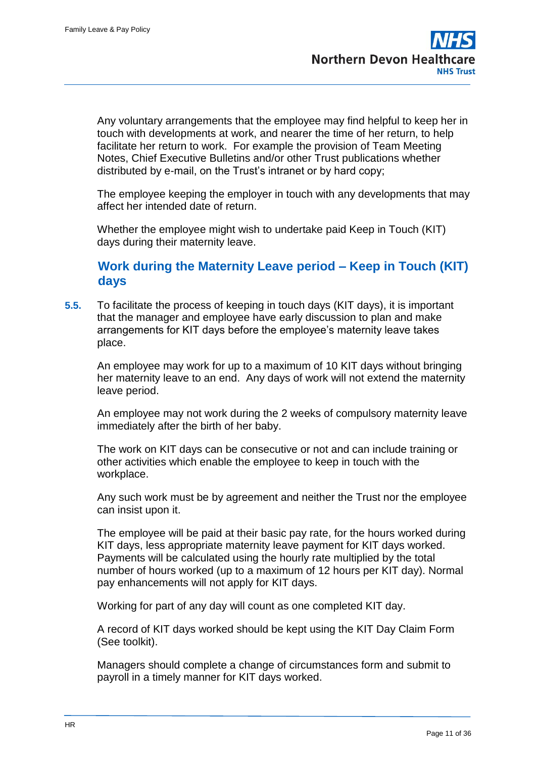Any voluntary arrangements that the employee may find helpful to keep her in touch with developments at work, and nearer the time of her return, to help facilitate her return to work. For example the provision of Team Meeting Notes, Chief Executive Bulletins and/or other Trust publications whether distributed by e-mail, on the Trust's intranet or by hard copy;

The employee keeping the employer in touch with any developments that may affect her intended date of return.

Whether the employee might wish to undertake paid Keep in Touch (KIT) days during their maternity leave.

### Work during the Maternity Leave period – Keep in Touch (KIT) days

**5.5.** To facilitate the process of keeping in touch days (KIT days), it is important that the manager and employee have early discussion to plan and make arrangements for KIT days before the employee's maternity leave takes place.

An employee may work for up to a maximum of 10 KIT days without bringing her maternity leave to an end. Any days of work will not extend the maternity leave period.

An employee may not work during the 2 weeks of compulsory maternity leave immediately after the birth of her baby.

The work on KIT days can be consecutive or not and can include training or other activities which enable the employee to keep in touch with the workplace.

Any such work must be by agreement and neither the Trust nor the employee can insist upon it.

The employee will be paid at their basic pay rate, for the hours worked during KIT days, less appropriate maternity leave payment for KIT days worked. Payments will be calculated using the hourly rate multiplied by the total number of hours worked (up to a maximum of 12 hours per KIT day). Normal pay enhancements will not apply for KIT days.

Working for part of any day will count as one completed KIT day.

A record of KIT days worked should be kept using the KIT Day Claim Form (See toolkit).

Managers should complete a change of circumstances form and submit to payroll in a timely manner for KIT days worked.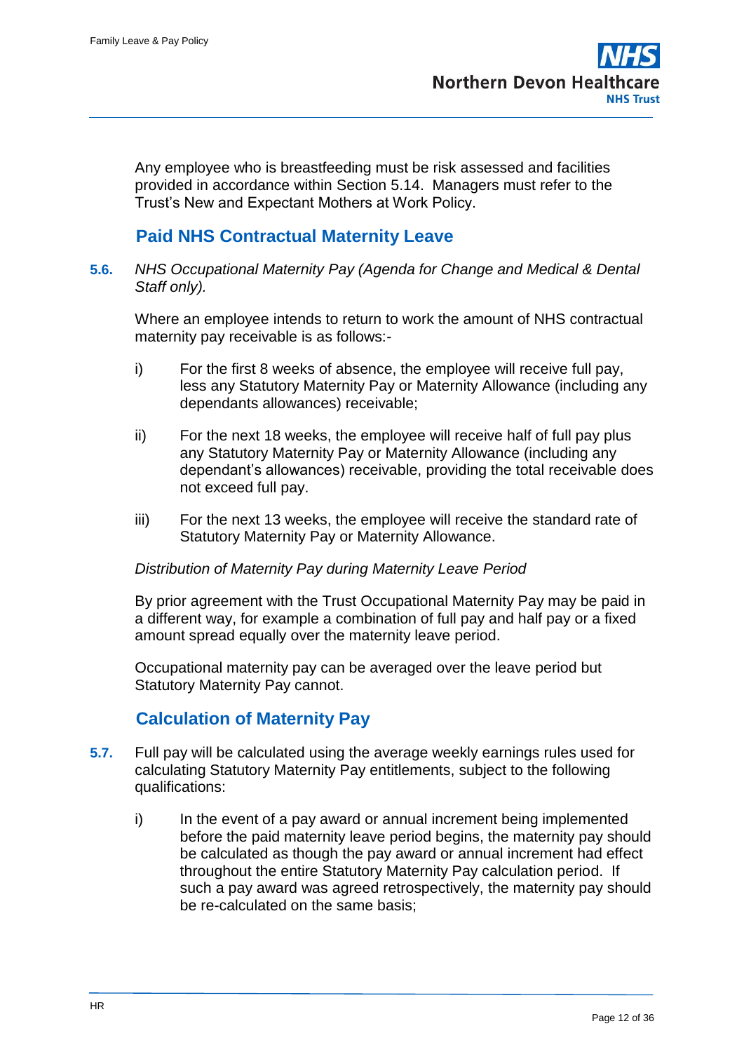Any employee who is breastfeeding must be risk assessed and facilities provided in accordance within Section 5.14. Managers must refer to the Trust's New and Expectant Mothers at Work Policy.

## Paid NHS Contractual Maternity Leave

**5.6.** *NHS Occupational Maternity Pay (Agenda for Change and Medical & Dental Staff only).*

Where an employee intends to return to work the amount of NHS contractual maternity pay receivable is as follows:-

i) For the first 8 weeks of absence, the employee will receive full pay, less any Statutory Maternity Pay or Maternity Allowance (including any dependants allowances) receivable;

ii) For the next 18 weeks, the employee will receive half of full pay plus any Statutory Maternity Pay or Maternity Allowance (including any dependant's allowances) receivable, providing the total receivable does not exceed full pay.

iii) For the next 13 weeks, the employee will receive the standard rate of Statutory Maternity Pay or Maternity Allowance.

*Distribution of Maternity Pay during Maternity Leave Period*

By prior agreement with the Trust Occupational Maternity Pay may be paid in a different way, for example a combination of full pay and half pay or a fixed amount spread equally over the maternity leave period.

Occupational maternity pay can be averaged over the leave period but Statutory Maternity Pay cannot.

## Calculation of Maternity Pay

**5.7.** Full pay will be calculated using the average weekly earnings rules used for calculating Statutory Maternity Pay entitlements, subject to the following qualifications:

i) In the event of a pay award or annual increment being implemented before the paid maternity leave period begins, the maternity pay should be calculated as though the pay award or annual increment had effect throughout the entire Statutory Maternity Pay calculation period. If such a pay award was agreed retrospectively, the maternity pay should be re-calculated on the same basis;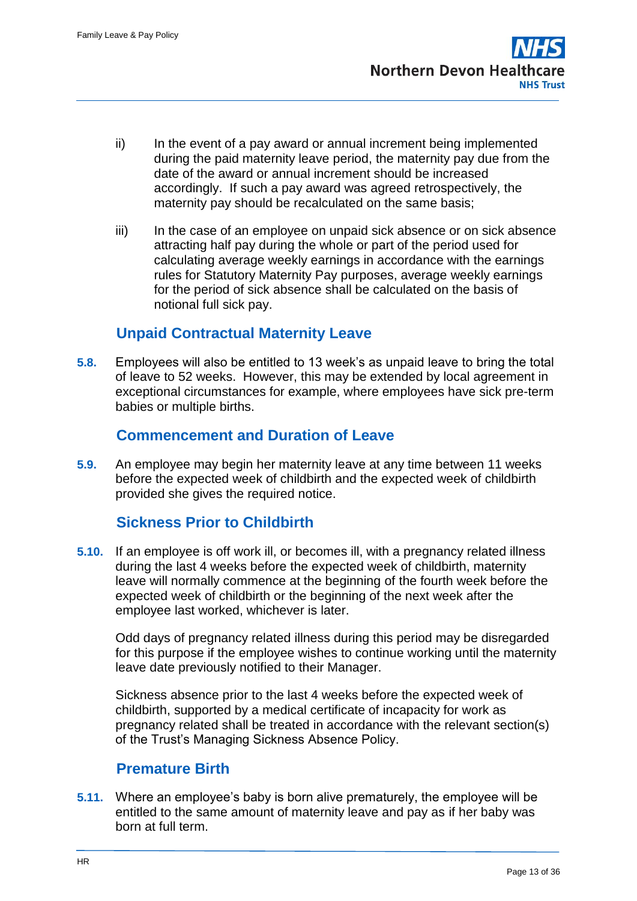ii) In the event of a pay award or annual increment being implemented during the paid maternity leave period, the maternity pay due from the date of the award or annual increment should be increased accordingly. If such a pay award was agreed retrospectively, the maternity pay should be recalculated on the same basis;

iii) In the case of an employee on unpaid sick absence or on sick absence attracting half pay during the whole or part of the period used for calculating average weekly earnings in accordance with the earnings rules for Statutory Maternity Pay purposes, average weekly earnings for the period of sick absence shall be calculated on the basis of notional full sick pay.

### Unpaid Contractual Maternity Leave

**5.8.** Employees will also be entitled to 13 week's as unpaid leave to bring the total of leave to 52 weeks. However, this may be extended by local agreement in exceptional circumstances for example, where employees have sick pre-term babies or multiple births.

### Commencement and Duration of Leave

**5.9.** An employee may begin her maternity leave at any time between 11 weeks before the expected week of childbirth and the expected week of childbirth provided she gives the required notice.

### Sickness Prior to Childbirth

**5.10.** If an employee is off work ill, or becomes ill, with a pregnancy related illness during the last 4 weeks before the expected week of childbirth, maternity leave will normally commence at the beginning of the fourth week before the expected week of childbirth or the beginning of the next week after the employee last worked, whichever is later.

Odd days of pregnancy related illness during this period may be disregarded for this purpose if the employee wishes to continue working until the maternity leave date previously notified to their Manager.

Sickness absence prior to the last 4 weeks before the expected week of childbirth, supported by a medical certificate of incapacity for work as pregnancy related shall be treated in accordance with the relevant section(s) of the Trust's Managing Sickness Absence Policy.

### Premature Birth

**5.11.** Where an employee's baby is born alive prematurely, the employee will be entitled to the same amount of maternity leave and pay as if her baby was born at full term.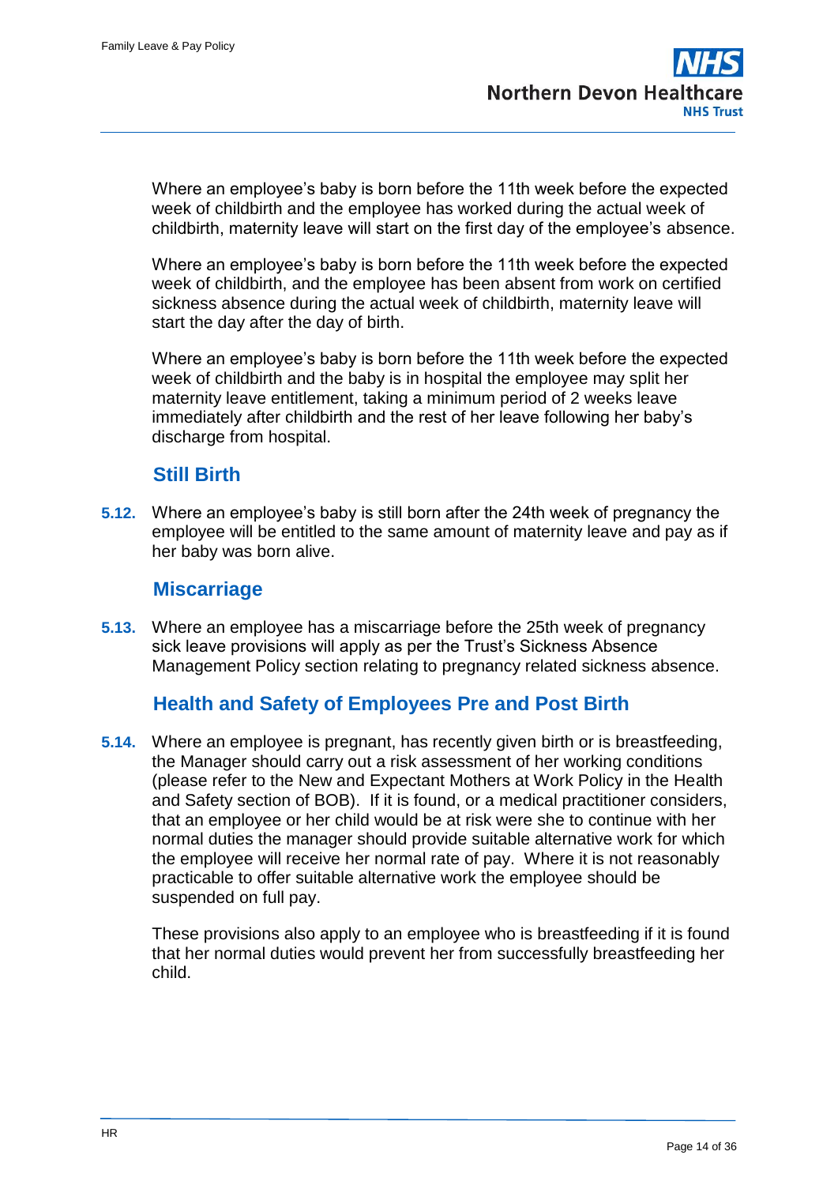Where an employee's baby is born before the 11th week before the expected week of childbirth and the employee has worked during the actual week of childbirth, maternity leave will start on the first day of the employee's absence.

Where an employee's baby is born before the 11th week before the expected week of childbirth, and the employee has been absent from work on certified sickness absence during the actual week of childbirth, maternity leave will start the day after the day of birth.

Where an employee's baby is born before the 11th week before the expected week of childbirth and the baby is in hospital the employee may split her maternity leave entitlement, taking a minimum period of 2 weeks leave immediately after childbirth and the rest of her leave following her baby's discharge from hospital.

### Still Birth

**5.12.** Where an employee's baby is still born after the 24th week of pregnancy the employee will be entitled to the same amount of maternity leave and pay as if her baby was born alive.

### Miscarriage

**5.13.** Where an employee has a miscarriage before the 25th week of pregnancy sick leave provisions will apply as per the Trust's Sickness Absence Management Policy section relating to pregnancy related sickness absence.

### Health and Safety of Employees Pre and Post Birth

**5.14.** Where an employee is pregnant, has recently given birth or is breastfeeding, the Manager should carry out a risk assessment of her working conditions (please refer to the New and Expectant Mothers at Work Policy in the Health and Safety section of BOB). If it is found, or a medical practitioner considers, that an employee or her child would be at risk were she to continue with her normal duties the manager should provide suitable alternative work for which the employee will receive her normal rate of pay. Where it is not reasonably practicable to offer suitable alternative work the employee should be suspended on full pay.

These provisions also apply to an employee who is breastfeeding if it is found that her normal duties would prevent her from successfully breastfeeding her child.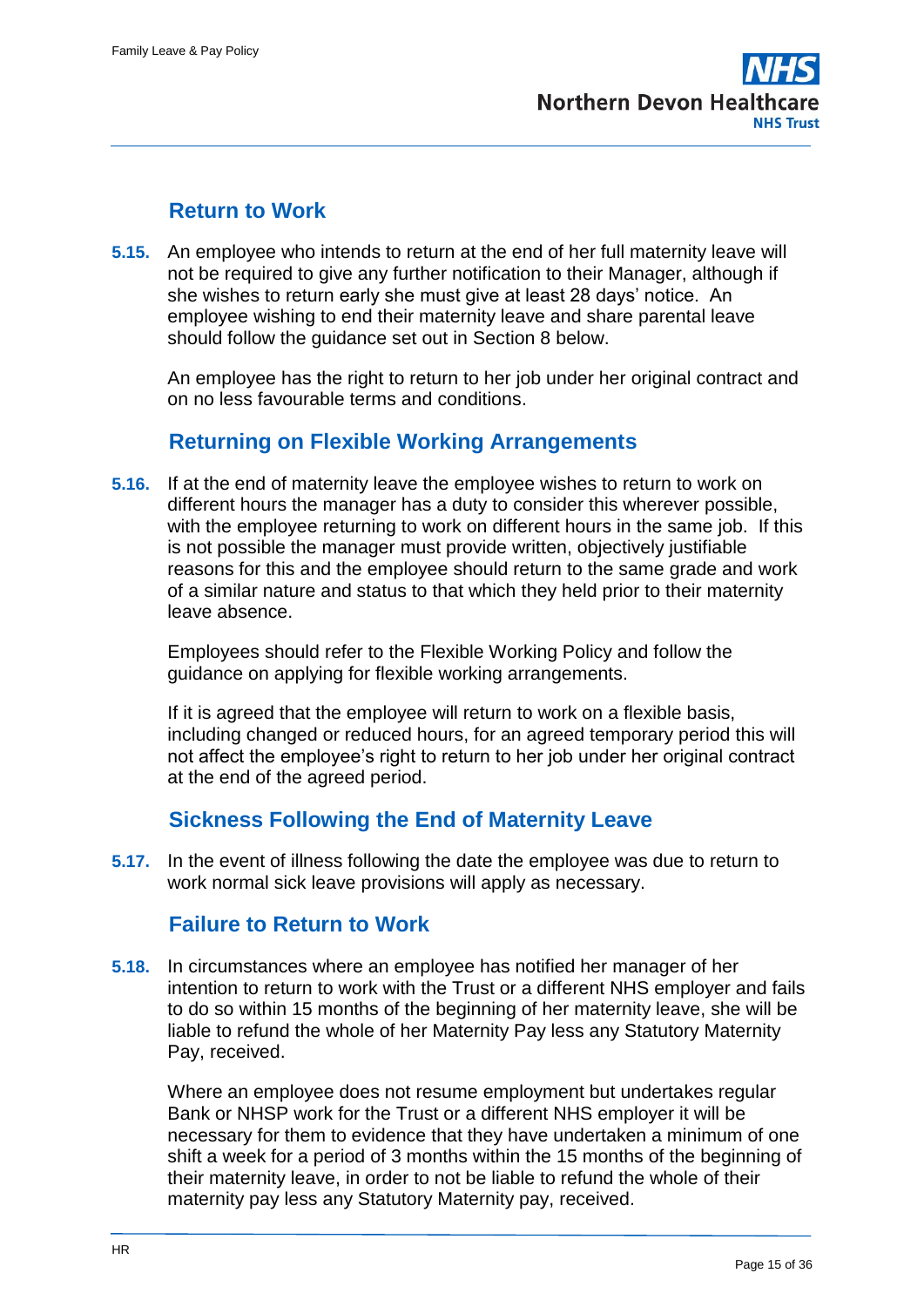## Return to Work

**5.15.** An employee who intends to return at the end of her full maternity leave will not be required to give any further notification to their Manager, although if she wishes to return early she must give at least 28 days' notice. An employee wishing to end their maternity leave and share parental leave should follow the guidance set out in Section 8 below.

An employee has the right to return to her job under her original contract and on no less favourable terms and conditions.

## Returning on Flexible Working Arrangements

**5.16.** If at the end of maternity leave the employee wishes to return to work on different hours the manager has a duty to consider this wherever possible, with the employee returning to work on different hours in the same job. If this is not possible the manager must provide written, objectively justifiable reasons for this and the employee should return to the same grade and work of a similar nature and status to that which they held prior to their maternity leave absence.

Employees should refer to the Flexible Working Policy and follow the guidance on applying for flexible working arrangements.

If it is agreed that the employee will return to work on a flexible basis, including changed or reduced hours, for an agreed temporary period this will not affect the employee's right to return to her job under her original contract at the end of the agreed period.

## Sickness Following the End of Maternity Leave

**5.17.** In the event of illness following the date the employee was due to return to work normal sick leave provisions will apply as necessary.

## Failure to Return to Work

**5.18.** In circumstances where an employee has notified her manager of her intention to return to work with the Trust or a different NHS employer and fails to do so within 15 months of the beginning of her maternity leave, she will be liable to refund the whole of her Maternity Pay less any Statutory Maternity Pay, received.

Where an employee does not resume employment but undertakes regular Bank or NHSP work for the Trust or a different NHS employer it will be necessary for them to evidence that they have undertaken a minimum of one shift a week for a period of 3 months within the 15 months of the beginning of their maternity leave, in order to not be liable to refund the whole of their maternity pay less any Statutory Maternity pay, received.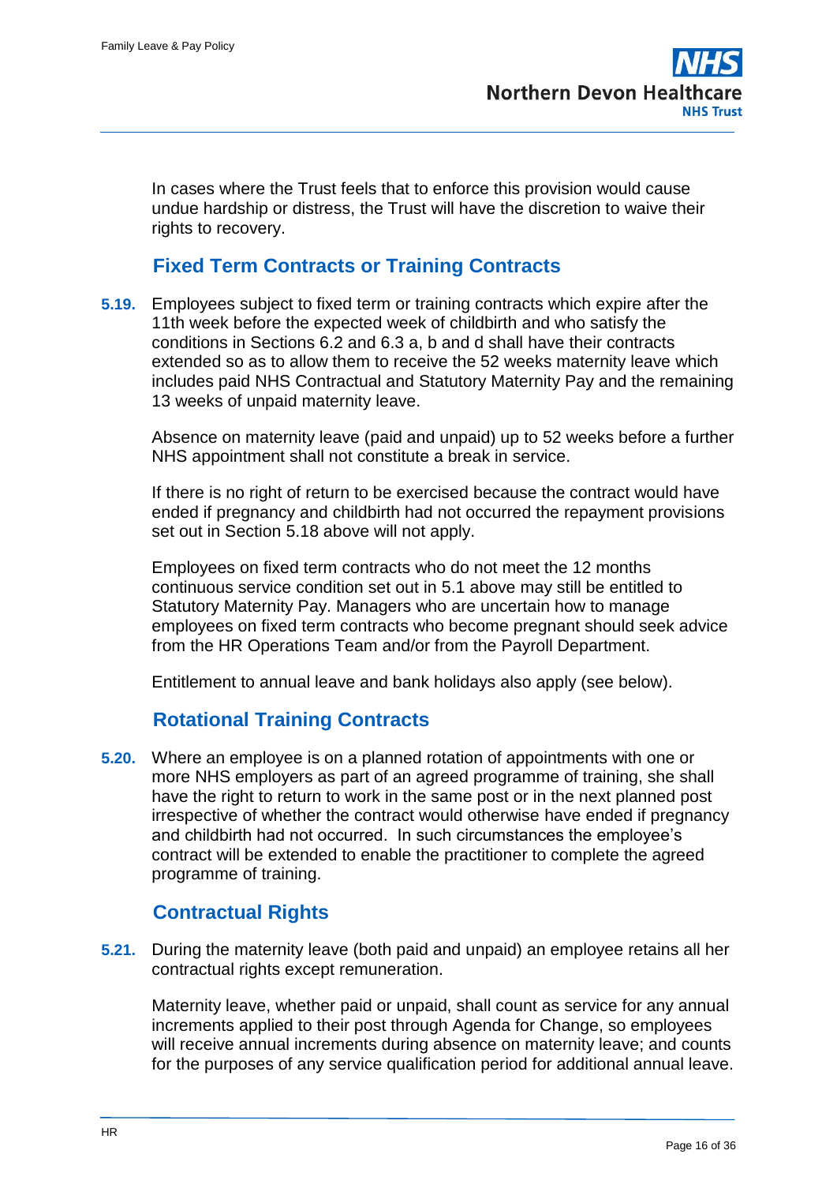In cases where the Trust feels that to enforce this provision would cause undue hardship or distress, the Trust will have the discretion to waive their rights to recovery.

## Fixed Term Contracts or Training Contracts

**5.19.** Employees subject to fixed term or training contracts which expire after the 11th week before the expected week of childbirth and who satisfy the conditions in Sections 6.2 and 6.3 a, b and d shall have their contracts extended so as to allow them to receive the 52 weeks maternity leave which includes paid NHS Contractual and Statutory Maternity Pay and the remaining 13 weeks of unpaid maternity leave.

Absence on maternity leave (paid and unpaid) up to 52 weeks before a further NHS appointment shall not constitute a break in service.

If there is no right of return to be exercised because the contract would have ended if pregnancy and childbirth had not occurred the repayment provisions set out in Section 5.18 above will not apply.

Employees on fixed term contracts who do not meet the 12 months continuous service condition set out in 5.1 above may still be entitled to Statutory Maternity Pay. Managers who are uncertain how to manage employees on fixed term contracts who become pregnant should seek advice from the HR Operations Team and/or from the Payroll Department.

Entitlement to annual leave and bank holidays also apply (see below).

## Rotational Training Contracts

**5.20.** Where an employee is on a planned rotation of appointments with one or more NHS employers as part of an agreed programme of training, she shall have the right to return to work in the same post or in the next planned post irrespective of whether the contract would otherwise have ended if pregnancy and childbirth had not occurred. In such circumstances the employee's contract will be extended to enable the practitioner to complete the agreed programme of training.

## Contractual Rights

**5.21.** During the maternity leave (both paid and unpaid) an employee retains all her contractual rights except remuneration.

Maternity leave, whether paid or unpaid, shall count as service for any annual increments applied to their post through Agenda for Change, so employees will receive annual increments during absence on maternity leave; and counts for the purposes of any service qualification period for additional annual leave.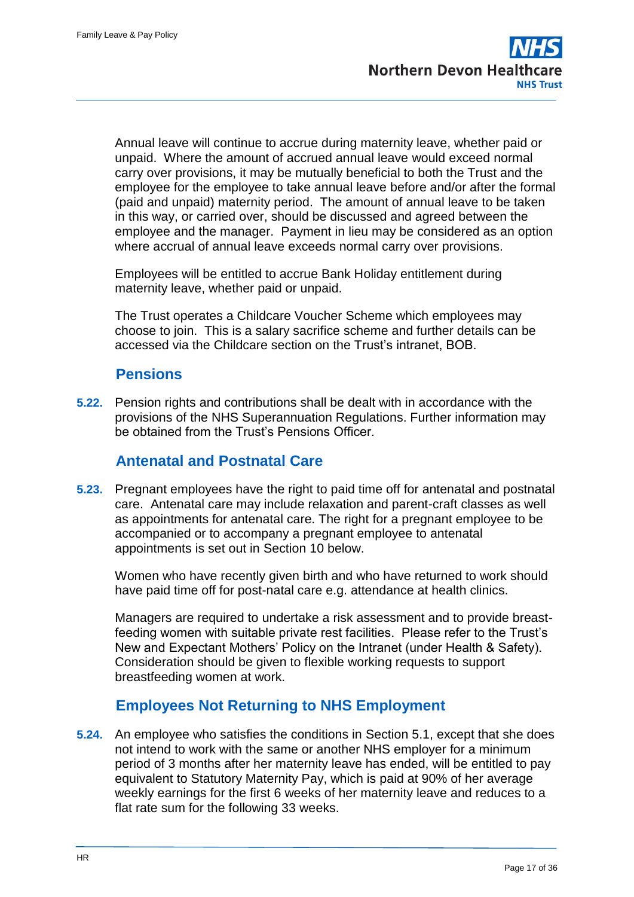Annual leave will continue to accrue during maternity leave, whether paid or unpaid. Where the amount of accrued annual leave would exceed normal carry over provisions, it may be mutually beneficial to both the Trust and the employee for the employee to take annual leave before and/or after the formal (paid and unpaid) maternity period. The amount of annual leave to be taken in this way, or carried over, should be discussed and agreed between the employee and the manager. Payment in lieu may be considered as an option where accrual of annual leave exceeds normal carry over provisions.

Employees will be entitled to accrue Bank Holiday entitlement during maternity leave, whether paid or unpaid.

The Trust operates a Childcare Voucher Scheme which employees may choose to join. This is a salary sacrifice scheme and further details can be accessed via the Childcare section on the Trust's intranet, BOB.

## Pensions

**5.22.** Pension rights and contributions shall be dealt with in accordance with the provisions of the NHS Superannuation Regulations. Further information may be obtained from the Trust's Pensions Officer.

## Antenatal and Postnatal Care

**5.23.** Pregnant employees have the right to paid time off for antenatal and postnatal care. Antenatal care may include relaxation and parent-craft classes as well as appointments for antenatal care. The right for a pregnant employee to be accompanied or to accompany a pregnant employee to antenatal appointments is set out in Section 10 below.

Women who have recently given birth and who have returned to work should have paid time off for post-natal care e.g. attendance at health clinics.

Managers are required to undertake a risk assessment and to provide breast-feeding women with suitable private rest facilities. Please refer to the Trust's New and Expectant Mothers' Policy on the Intranet (under Health & Safety). Consideration should be given to flexible working requests to support breastfeeding women at work.

## Employees Not Returning to NHS Employment

**5.24.** An employee who satisfies the conditions in Section 5.1, except that she does not intend to work with the same or another NHS employer for a minimum period of 3 months after her maternity leave has ended, will be entitled to pay equivalent to Statutory Maternity Pay, which is paid at 90% of her average weekly earnings for the first 6 weeks of her maternity leave and reduces to a flat rate sum for the following 33 weeks.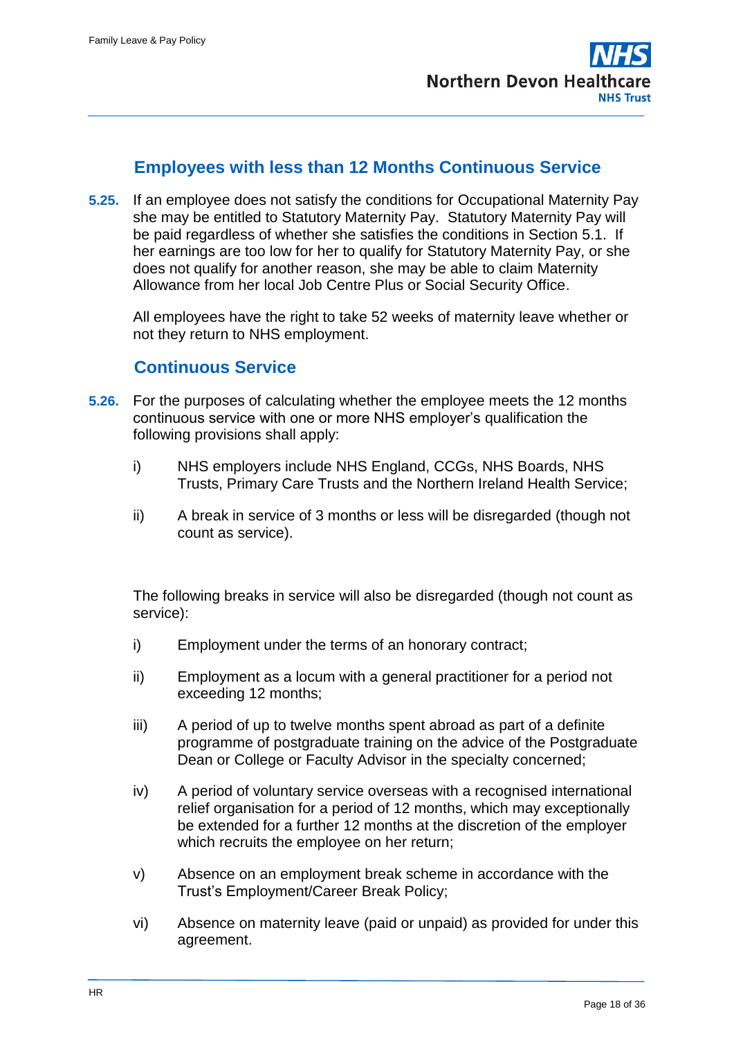## Employees with less than 12 Months Continuous Service

**5.25.** If an employee does not satisfy the conditions for Occupational Maternity Pay she may be entitled to Statutory Maternity Pay. Statutory Maternity Pay will be paid regardless of whether she satisfies the conditions in Section 5.1. If her earnings are too low for her to qualify for Statutory Maternity Pay, or she does not qualify for another reason, she may be able to claim Maternity Allowance from her local Job Centre Plus or Social Security Office.

All employees have the right to take 52 weeks of maternity leave whether or not they return to NHS employment.

## Continuous Service

**5.26.** For the purposes of calculating whether the employee meets the 12 months continuous service with one or more NHS employer's qualification the following provisions shall apply:

i) NHS employers include NHS England, CCGs, NHS Boards, NHS Trusts, Primary Care Trusts and the Northern Ireland Health Service;

ii) A break in service of 3 months or less will be disregarded (though not count as service).

The following breaks in service will also be disregarded (though not count as service):

i) Employment under the terms of an honorary contract;

ii) Employment as a locum with a general practitioner for a period not exceeding 12 months;

iii) A period of up to twelve months spent abroad as part of a definite programme of postgraduate training on the advice of the Postgraduate Dean or College or Faculty Advisor in the specialty concerned;

iv) A period of voluntary service overseas with a recognised international relief organisation for a period of 12 months, which may exceptionally be extended for a further 12 months at the discretion of the employer which recruits the employee on her return;

v) Absence on an employment break scheme in accordance with the Trust's Employment/Career Break Policy;

vi) Absence on maternity leave (paid or unpaid) as provided for under this agreement.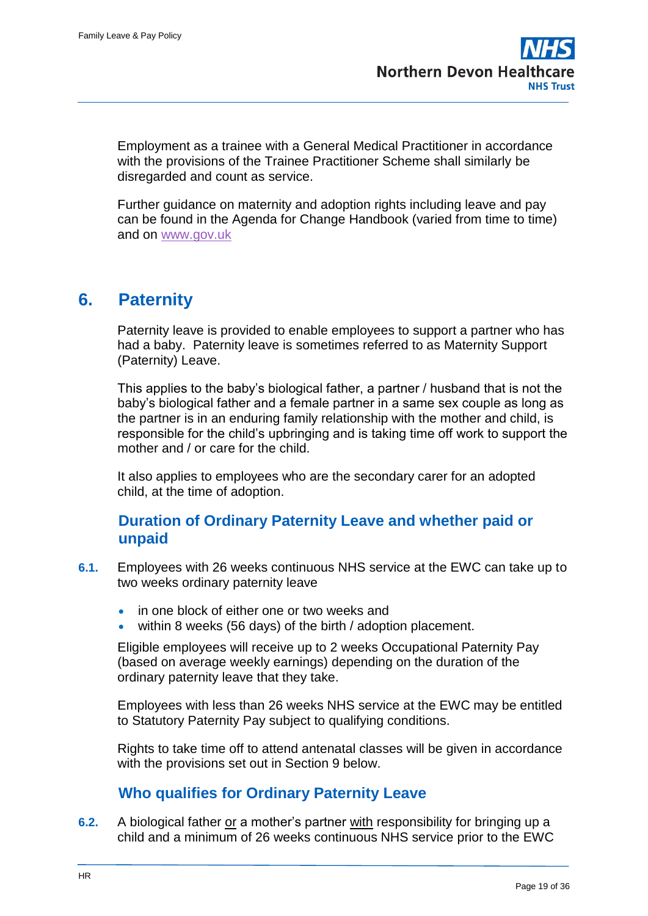Employment as a trainee with a General Medical Practitioner in accordance with the provisions of the Trainee Practitioner Scheme shall similarly be disregarded and count as service.

Further guidance on maternity and adoption rights including leave and pay can be found in the Agenda for Change Handbook (varied from time to time) and on www.gov.uk

## 6. Paternity

Paternity leave is provided to enable employees to support a partner who has had a baby. Paternity leave is sometimes referred to as Maternity Support (Paternity) Leave.

This applies to the baby's biological father, a partner / husband that is not the baby's biological father and a female partner in a same sex couple as long as the partner is in an enduring family relationship with the mother and child, is responsible for the child's upbringing and is taking time off work to support the mother and / or care for the child.

It also applies to employees who are the secondary carer for an adopted child, at the time of adoption.

### Duration of Ordinary Paternity Leave and whether paid or unpaid

**6.1.** Employees with 26 weeks continuous NHS service at the EWC can take up to two weeks ordinary paternity leave

- in one block of either one or two weeks and
- within 8 weeks (56 days) of the birth / adoption placement.

Eligible employees will receive up to 2 weeks Occupational Paternity Pay (based on average weekly earnings) depending on the duration of the ordinary paternity leave that they take.

Employees with less than 26 weeks NHS service at the EWC may be entitled to Statutory Paternity Pay subject to qualifying conditions.

Rights to take time off to attend antenatal classes will be given in accordance with the provisions set out in Section 9 below.

### Who qualifies for Ordinary Paternity Leave

**6.2.** A biological father <u>or</u> a mother's partner <u>with</u> responsibility for bringing up a child and a minimum of 26 weeks continuous NHS service prior to the EWC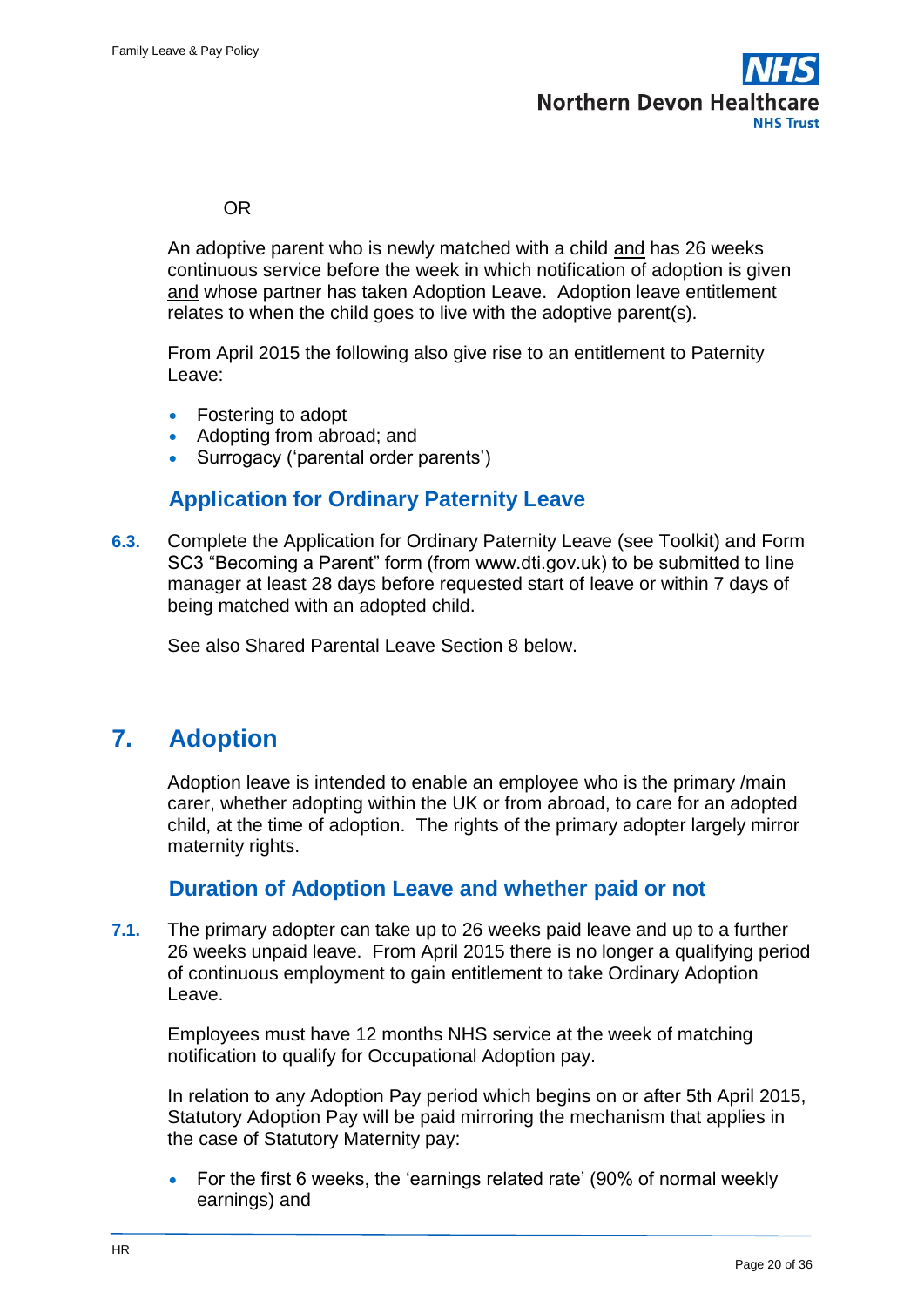OR

An adoptive parent who is newly matched with a child and has 26 weeks continuous service before the week in which notification of adoption is given and whose partner has taken Adoption Leave. Adoption leave entitlement relates to when the child goes to live with the adoptive parent(s).

From April 2015 the following also give rise to an entitlement to Paternity Leave:

- Fostering to adopt
- Adopting from abroad; and
- Surrogacy ('parental order parents')

### Application for Ordinary Paternity Leave

**6.3.** Complete the Application for Ordinary Paternity Leave (see Toolkit) and Form SC3 "Becoming a Parent" form (from www.dti.gov.uk) to be submitted to line manager at least 28 days before requested start of leave or within 7 days of being matched with an adopted child.

See also Shared Parental Leave Section 8 below.

## 7. Adoption

Adoption leave is intended to enable an employee who is the primary /main carer, whether adopting within the UK or from abroad, to care for an adopted child, at the time of adoption. The rights of the primary adopter largely mirror maternity rights.

### Duration of Adoption Leave and whether paid or not

**7.1.** The primary adopter can take up to 26 weeks paid leave and up to a further 26 weeks unpaid leave. From April 2015 there is no longer a qualifying period of continuous employment to gain entitlement to take Ordinary Adoption Leave.

Employees must have 12 months NHS service at the week of matching notification to qualify for Occupational Adoption pay.

In relation to any Adoption Pay period which begins on or after 5th April 2015, Statutory Adoption Pay will be paid mirroring the mechanism that applies in the case of Statutory Maternity pay:

- For the first 6 weeks, the 'earnings related rate' (90% of normal weekly earnings) and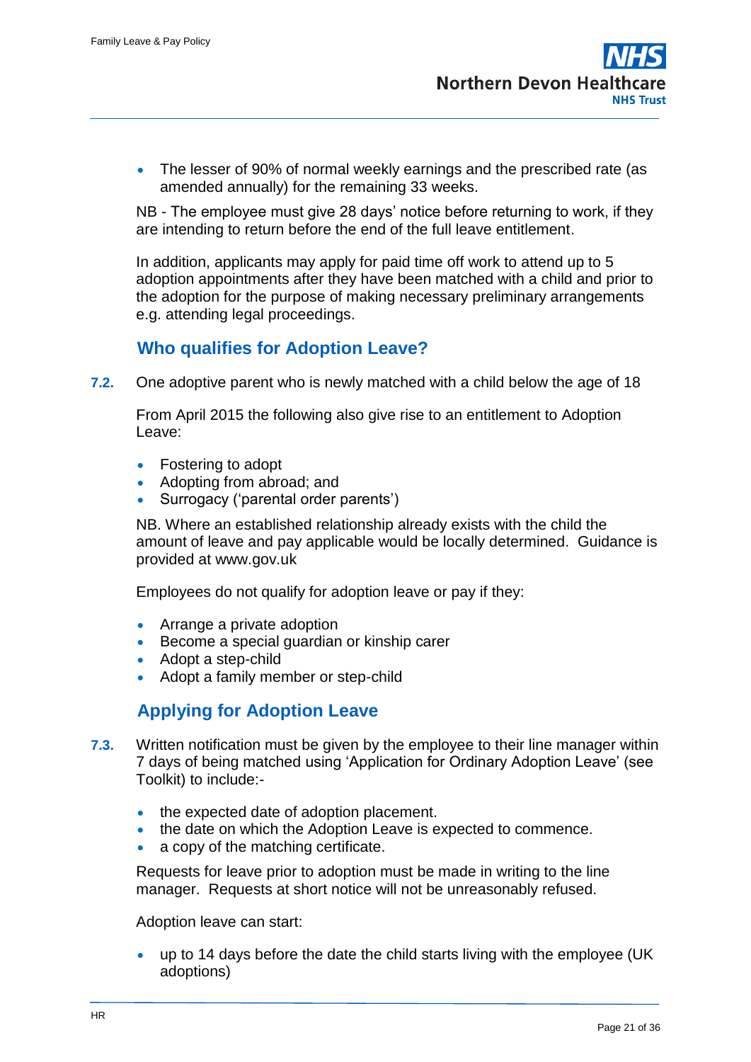- The lesser of 90% of normal weekly earnings and the prescribed rate (as amended annually) for the remaining 33 weeks.

NB - The employee must give 28 days' notice before returning to work, if they are intending to return before the end of the full leave entitlement.

In addition, applicants may apply for paid time off work to attend up to 5 adoption appointments after they have been matched with a child and prior to the adoption for the purpose of making necessary preliminary arrangements e.g. attending legal proceedings.

## Who qualifies for Adoption Leave?

**7.2.** One adoptive parent who is newly matched with a child below the age of 18

From April 2015 the following also give rise to an entitlement to Adoption Leave:

- Fostering to adopt
- Adopting from abroad; and
- Surrogacy ('parental order parents')

NB. Where an established relationship already exists with the child the amount of leave and pay applicable would be locally determined. Guidance is provided at www.gov.uk

Employees do not qualify for adoption leave or pay if they:

- Arrange a private adoption
- Become a special guardian or kinship carer
- Adopt a step-child
- Adopt a family member or step-child

## Applying for Adoption Leave

**7.3.** Written notification must be given by the employee to their line manager within 7 days of being matched using 'Application for Ordinary Adoption Leave' (see Toolkit) to include:-

- the expected date of adoption placement.
- the date on which the Adoption Leave is expected to commence.
- a copy of the matching certificate.

Requests for leave prior to adoption must be made in writing to the line manager. Requests at short notice will not be unreasonably refused.

Adoption leave can start:

- up to 14 days before the date the child starts living with the employee (UK adoptions)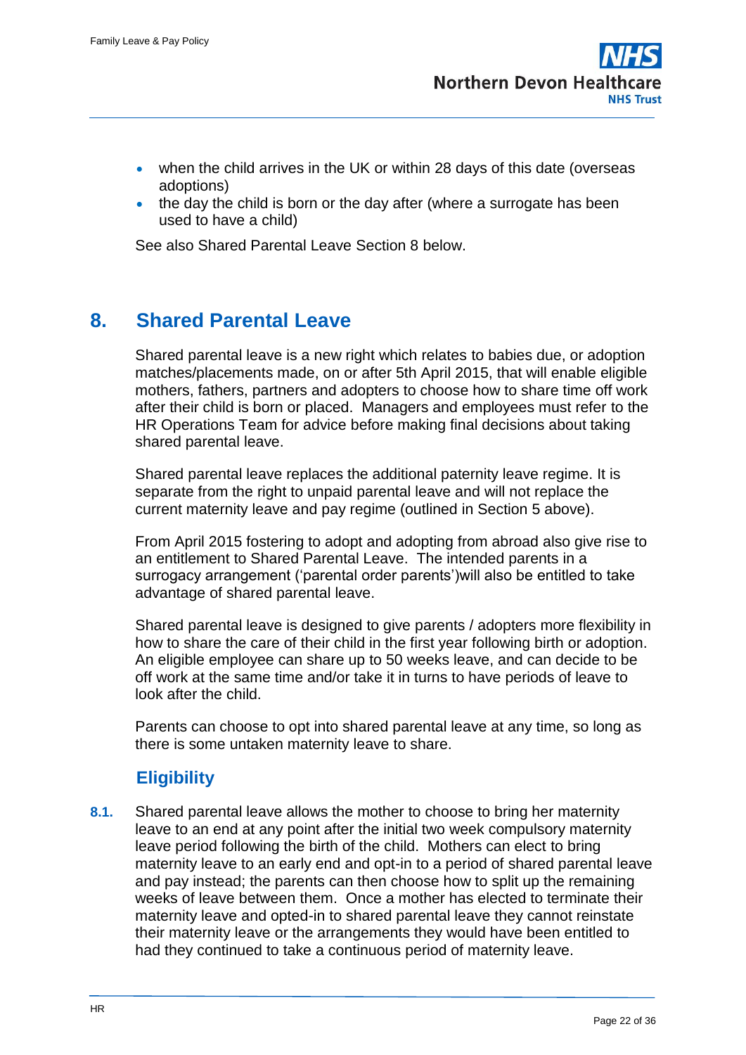- when the child arrives in the UK or within 28 days of this date (overseas adoptions)
- the day the child is born or the day after (where a surrogate has been used to have a child)

See also Shared Parental Leave Section 8 below.

## 8. Shared Parental Leave

Shared parental leave is a new right which relates to babies due, or adoption matches/placements made, on or after 5th April 2015, that will enable eligible mothers, fathers, partners and adopters to choose how to share time off work after their child is born or placed. Managers and employees must refer to the HR Operations Team for advice before making final decisions about taking shared parental leave.

Shared parental leave replaces the additional paternity leave regime. It is separate from the right to unpaid parental leave and will not replace the current maternity leave and pay regime (outlined in Section 5 above).

From April 2015 fostering to adopt and adopting from abroad also give rise to an entitlement to Shared Parental Leave. The intended parents in a surrogacy arrangement ('parental order parents')will also be entitled to take advantage of shared parental leave.

Shared parental leave is designed to give parents / adopters more flexibility in how to share the care of their child in the first year following birth or adoption. An eligible employee can share up to 50 weeks leave, and can decide to be off work at the same time and/or take it in turns to have periods of leave to look after the child.

Parents can choose to opt into shared parental leave at any time, so long as there is some untaken maternity leave to share.

### Eligibility

**8.1.** Shared parental leave allows the mother to choose to bring her maternity leave to an end at any point after the initial two week compulsory maternity leave period following the birth of the child. Mothers can elect to bring maternity leave to an early end and opt-in to a period of shared parental leave and pay instead; the parents can then choose how to split up the remaining weeks of leave between them. Once a mother has elected to terminate their maternity leave and opted-in to shared parental leave they cannot reinstate their maternity leave or the arrangements they would have been entitled to had they continued to take a continuous period of maternity leave.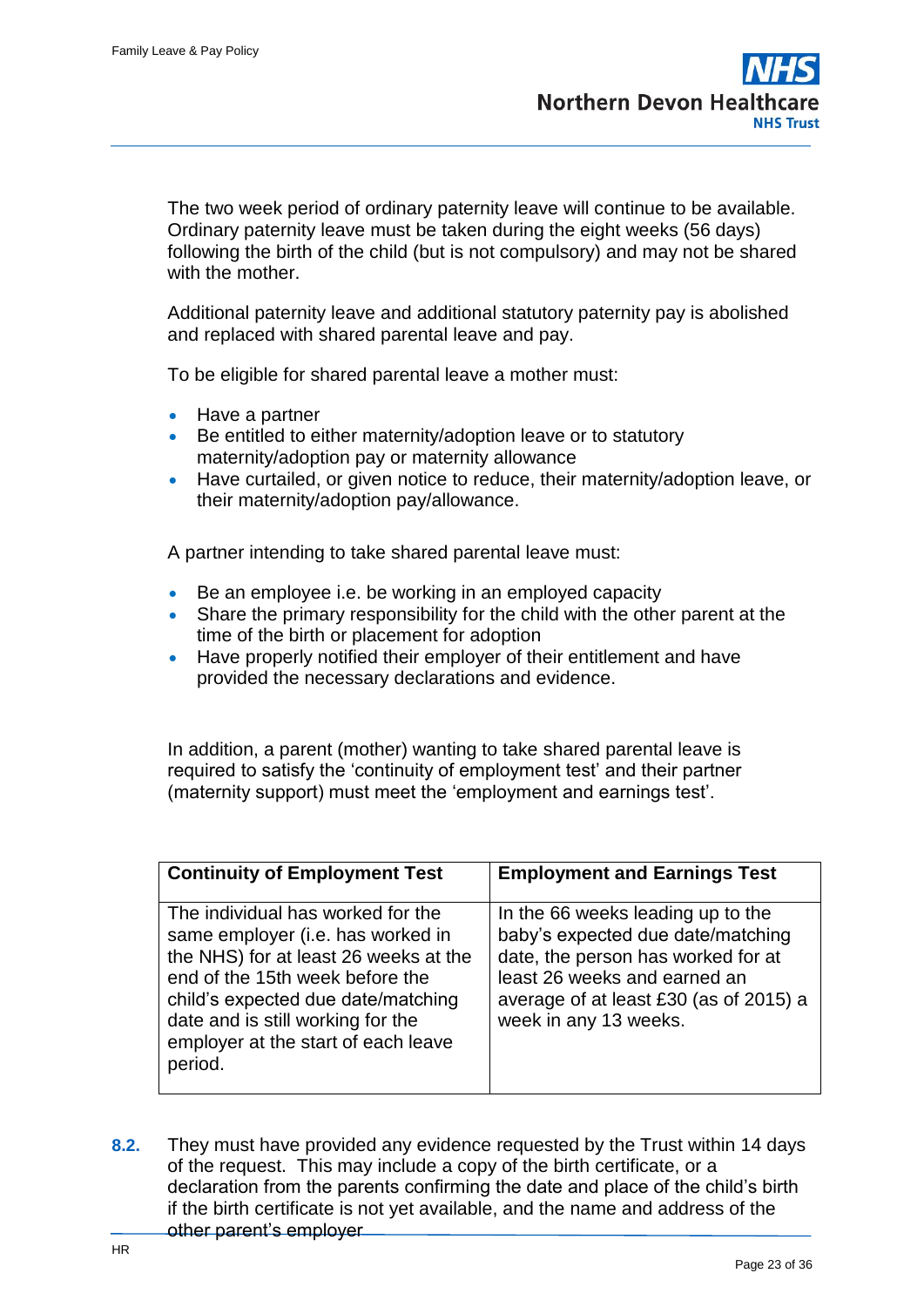The two week period of ordinary paternity leave will continue to be available. Ordinary paternity leave must be taken during the eight weeks (56 days) following the birth of the child (but is not compulsory) and may not be shared with the mother.

Additional paternity leave and additional statutory paternity pay is abolished and replaced with shared parental leave and pay.

To be eligible for shared parental leave a mother must:

- Have a partner
- Be entitled to either maternity/adoption leave or to statutory maternity/adoption pay or maternity allowance
- Have curtailed, or given notice to reduce, their maternity/adoption leave, or their maternity/adoption pay/allowance.

A partner intending to take shared parental leave must:

- Be an employee i.e. be working in an employed capacity
- Share the primary responsibility for the child with the other parent at the time of the birth or placement for adoption
- Have properly notified their employer of their entitlement and have provided the necessary declarations and evidence.

In addition, a parent (mother) wanting to take shared parental leave is required to satisfy the 'continuity of employment test' and their partner (maternity support) must meet the 'employment and earnings test'.

| Continuity of Employment Test | Employment and Earnings Test |
|---|---|
| The individual has worked for the same employer (i.e. has worked in the NHS) for at least 26 weeks at the end of the 15th week before the child's expected due date/matching date and is still working for the employer at the start of each leave period. | In the 66 weeks leading up to the baby's expected due date/matching date, the person has worked for at least 26 weeks and earned an average of at least £30 (as of 2015) a week in any 13 weeks. |

**8.2.** They must have provided any evidence requested by the Trust within 14 days of the request. This may include a copy of the birth certificate, or a declaration from the parents confirming the date and place of the child's birth if the birth certificate is not yet available, and the name and address of the other parent's employer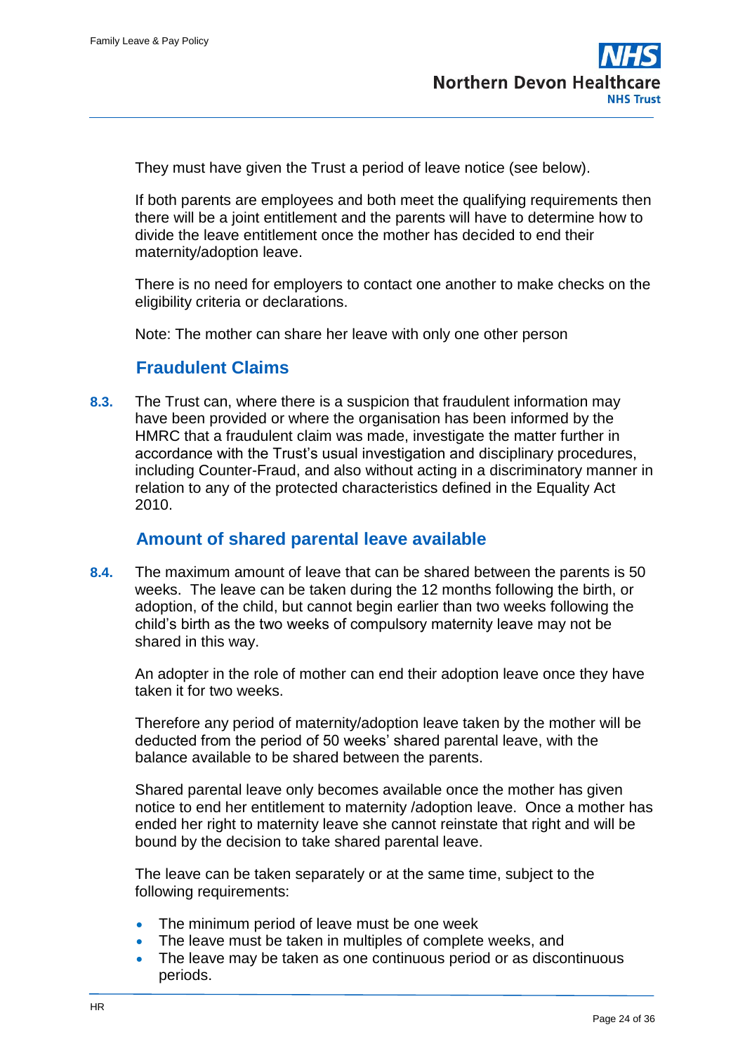They must have given the Trust a period of leave notice (see below).

If both parents are employees and both meet the qualifying requirements then there will be a joint entitlement and the parents will have to determine how to divide the leave entitlement once the mother has decided to end their maternity/adoption leave.

There is no need for employers to contact one another to make checks on the eligibility criteria or declarations.

Note: The mother can share her leave with only one other person

## Fraudulent Claims

**8.3.** The Trust can, where there is a suspicion that fraudulent information may have been provided or where the organisation has been informed by the HMRC that a fraudulent claim was made, investigate the matter further in accordance with the Trust's usual investigation and disciplinary procedures, including Counter-Fraud, and also without acting in a discriminatory manner in relation to any of the protected characteristics defined in the Equality Act 2010.

## Amount of shared parental leave available

**8.4.** The maximum amount of leave that can be shared between the parents is 50 weeks. The leave can be taken during the 12 months following the birth, or adoption, of the child, but cannot begin earlier than two weeks following the child's birth as the two weeks of compulsory maternity leave may not be shared in this way.

An adopter in the role of mother can end their adoption leave once they have taken it for two weeks.

Therefore any period of maternity/adoption leave taken by the mother will be deducted from the period of 50 weeks' shared parental leave, with the balance available to be shared between the parents.

Shared parental leave only becomes available once the mother has given notice to end her entitlement to maternity /adoption leave. Once a mother has ended her right to maternity leave she cannot reinstate that right and will be bound by the decision to take shared parental leave.

The leave can be taken separately or at the same time, subject to the following requirements:

- The minimum period of leave must be one week
- The leave must be taken in multiples of complete weeks, and
- The leave may be taken as one continuous period or as discontinuous periods.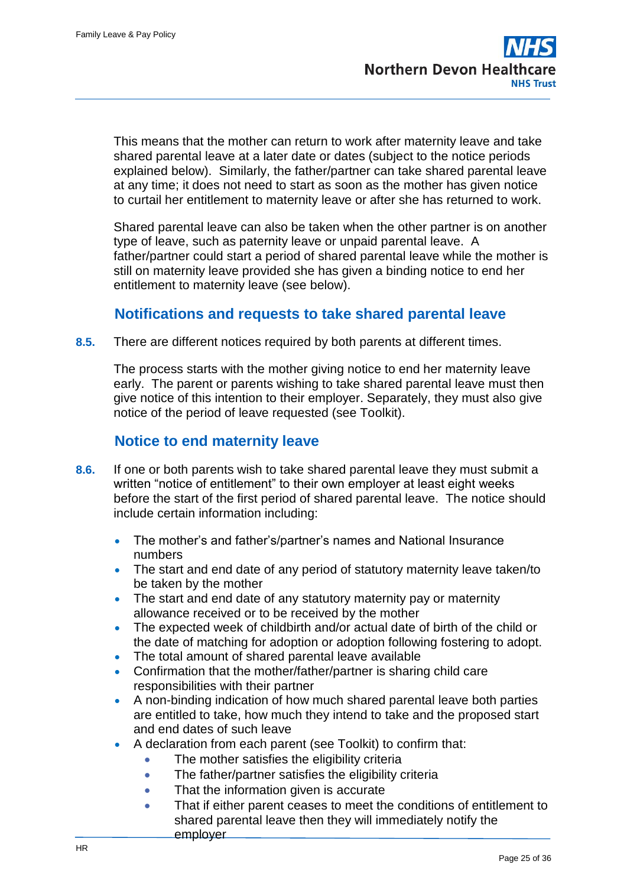This means that the mother can return to work after maternity leave and take shared parental leave at a later date or dates (subject to the notice periods explained below). Similarly, the father/partner can take shared parental leave at any time; it does not need to start as soon as the mother has given notice to curtail her entitlement to maternity leave or after she has returned to work.

Shared parental leave can also be taken when the other partner is on another type of leave, such as paternity leave or unpaid parental leave. A father/partner could start a period of shared parental leave while the mother is still on maternity leave provided she has given a binding notice to end her entitlement to maternity leave (see below).

## Notifications and requests to take shared parental leave

**8.5.** There are different notices required by both parents at different times.

The process starts with the mother giving notice to end her maternity leave early. The parent or parents wishing to take shared parental leave must then give notice of this intention to their employer. Separately, they must also give notice of the period of leave requested (see Toolkit).

## Notice to end maternity leave

**8.6.** If one or both parents wish to take shared parental leave they must submit a written "notice of entitlement" to their own employer at least eight weeks before the start of the first period of shared parental leave. The notice should include certain information including:

- The mother's and father's/partner's names and National Insurance numbers
- The start and end date of any period of statutory maternity leave taken/to be taken by the mother
- The start and end date of any statutory maternity pay or maternity allowance received or to be received by the mother
- The expected week of childbirth and/or actual date of birth of the child or the date of matching for adoption or adoption following fostering to adopt.
- The total amount of shared parental leave available
- Confirmation that the mother/father/partner is sharing child care responsibilities with their partner
- A non-binding indication of how much shared parental leave both parties are entitled to take, how much they intend to take and the proposed start and end dates of such leave
- A declaration from each parent (see Toolkit) to confirm that:
    - The mother satisfies the eligibility criteria
    - The father/partner satisfies the eligibility criteria
    - That the information given is accurate
    - That if either parent ceases to meet the conditions of entitlement to shared parental leave then they will immediately notify the employer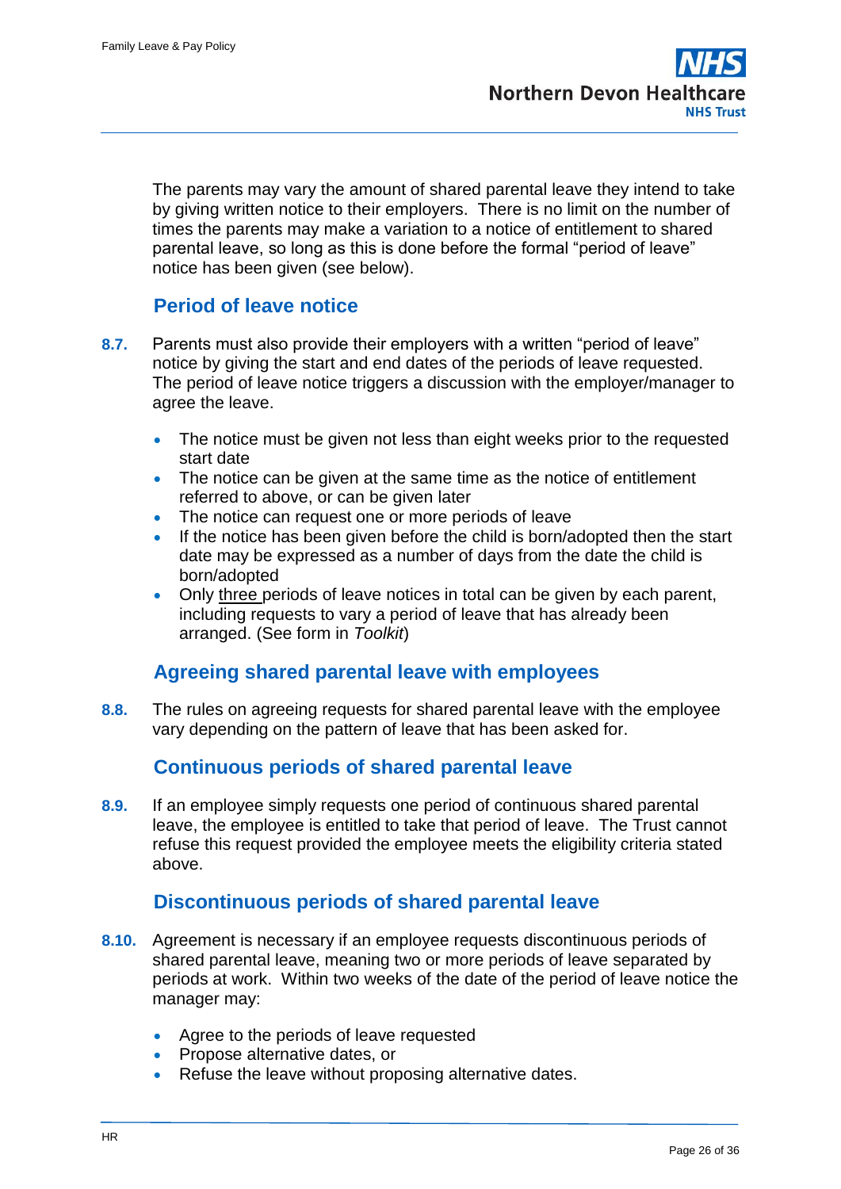The parents may vary the amount of shared parental leave they intend to take by giving written notice to their employers. There is no limit on the number of times the parents may make a variation to a notice of entitlement to shared parental leave, so long as this is done before the formal "period of leave" notice has been given (see below).

### Period of leave notice

**8.7.** Parents must also provide their employers with a written "period of leave" notice by giving the start and end dates of the periods of leave requested. The period of leave notice triggers a discussion with the employer/manager to agree the leave.

- The notice must be given not less than eight weeks prior to the requested start date
- The notice can be given at the same time as the notice of entitlement referred to above, or can be given later
- The notice can request one or more periods of leave
- If the notice has been given before the child is born/adopted then the start date may be expressed as a number of days from the date the child is born/adopted
- Only three periods of leave notices in total can be given by each parent, including requests to vary a period of leave that has already been arranged. (See form in *Toolkit*)

### Agreeing shared parental leave with employees

**8.8.** The rules on agreeing requests for shared parental leave with the employee vary depending on the pattern of leave that has been asked for.

### Continuous periods of shared parental leave

**8.9.** If an employee simply requests one period of continuous shared parental leave, the employee is entitled to take that period of leave. The Trust cannot refuse this request provided the employee meets the eligibility criteria stated above.

### Discontinuous periods of shared parental leave

**8.10.** Agreement is necessary if an employee requests discontinuous periods of shared parental leave, meaning two or more periods of leave separated by periods at work. Within two weeks of the date of the period of leave notice the manager may:

- Agree to the periods of leave requested
- Propose alternative dates, or
- Refuse the leave without proposing alternative dates.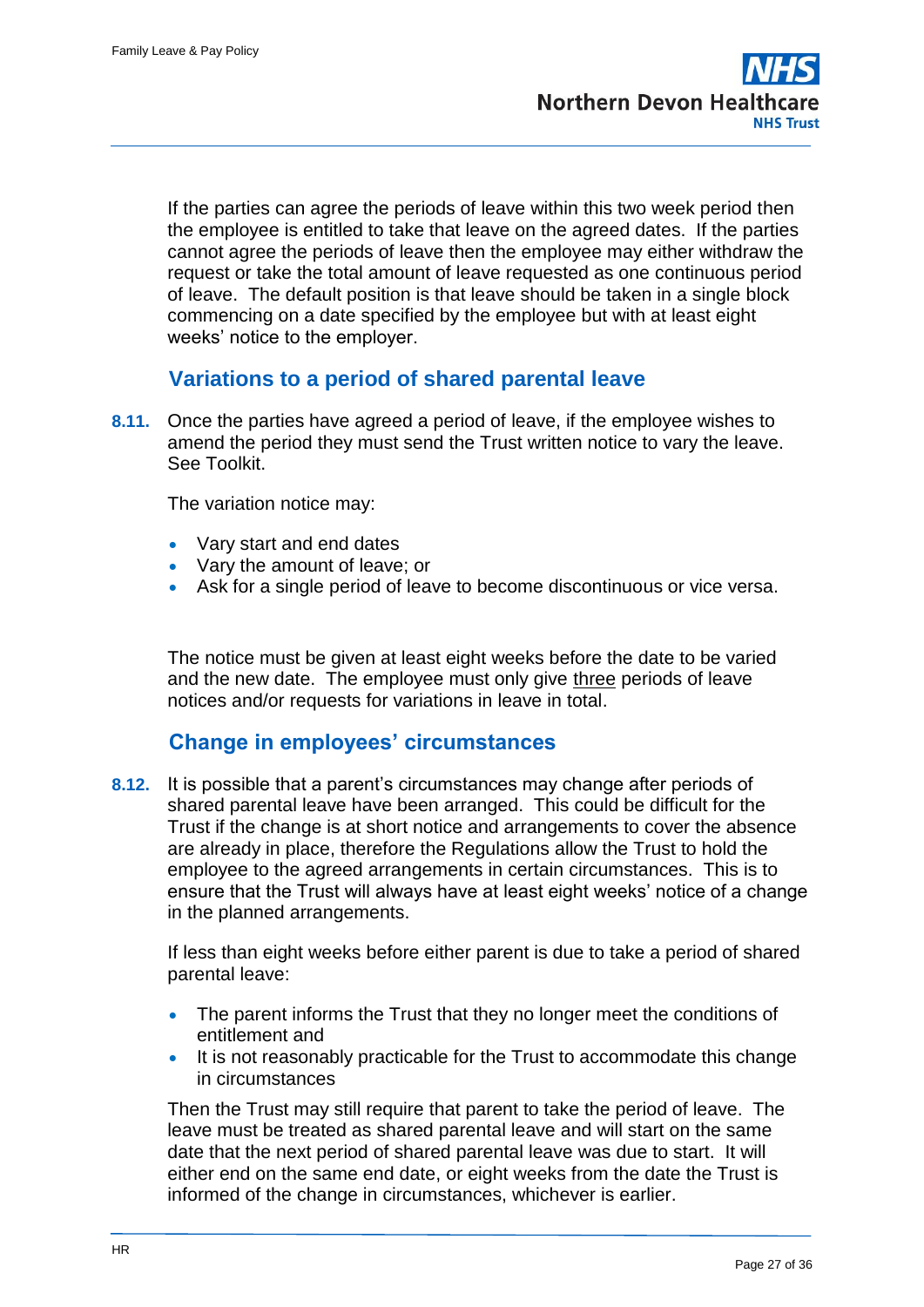If the parties can agree the periods of leave within this two week period then the employee is entitled to take that leave on the agreed dates. If the parties cannot agree the periods of leave then the employee may either withdraw the request or take the total amount of leave requested as one continuous period of leave. The default position is that leave should be taken in a single block commencing on a date specified by the employee but with at least eight weeks' notice to the employer.

### Variations to a period of shared parental leave

**8.11.** Once the parties have agreed a period of leave, if the employee wishes to amend the period they must send the Trust written notice to vary the leave. See Toolkit.

The variation notice may:

- Vary start and end dates
- Vary the amount of leave; or
- Ask for a single period of leave to become discontinuous or vice versa.

The notice must be given at least eight weeks before the date to be varied and the new date. The employee must only give three periods of leave notices and/or requests for variations in leave in total.

### Change in employees' circumstances

**8.12.** It is possible that a parent's circumstances may change after periods of shared parental leave have been arranged. This could be difficult for the Trust if the change is at short notice and arrangements to cover the absence are already in place, therefore the Regulations allow the Trust to hold the employee to the agreed arrangements in certain circumstances. This is to ensure that the Trust will always have at least eight weeks' notice of a change in the planned arrangements.

If less than eight weeks before either parent is due to take a period of shared parental leave:

- The parent informs the Trust that they no longer meet the conditions of entitlement and
- It is not reasonably practicable for the Trust to accommodate this change in circumstances

Then the Trust may still require that parent to take the period of leave. The leave must be treated as shared parental leave and will start on the same date that the next period of shared parental leave was due to start. It will either end on the same end date, or eight weeks from the date the Trust is informed of the change in circumstances, whichever is earlier.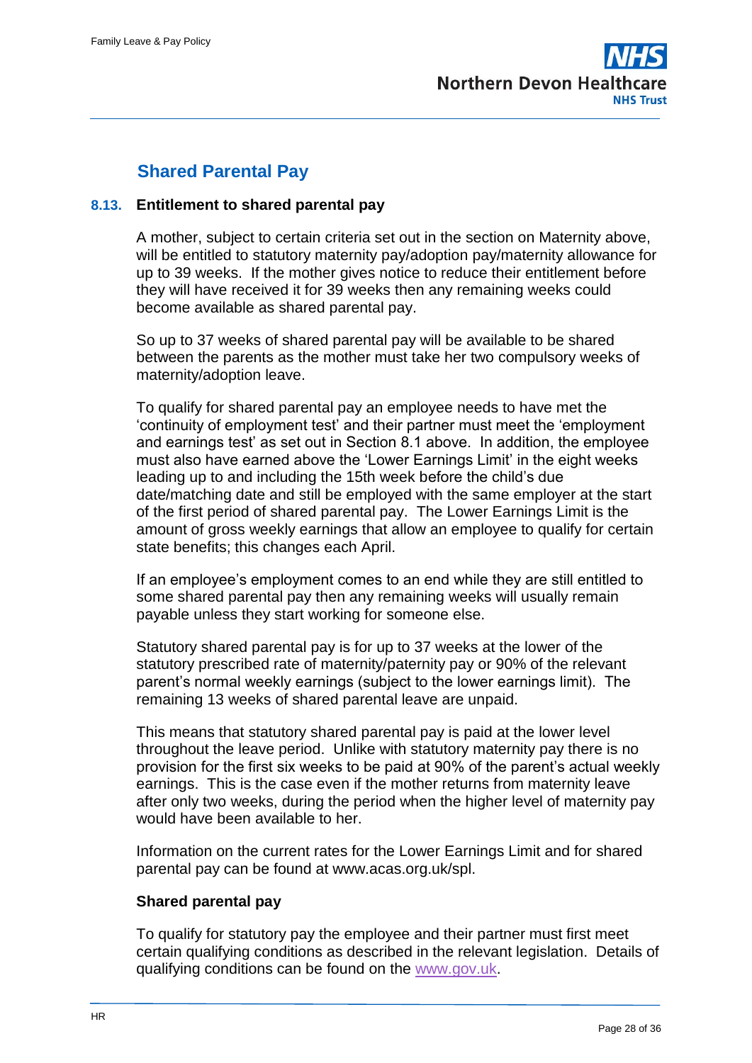## Shared Parental Pay

### 8.13. Entitlement to shared parental pay

A mother, subject to certain criteria set out in the section on Maternity above, will be entitled to statutory maternity pay/adoption pay/maternity allowance for up to 39 weeks. If the mother gives notice to reduce their entitlement before they will have received it for 39 weeks then any remaining weeks could become available as shared parental pay.

So up to 37 weeks of shared parental pay will be available to be shared between the parents as the mother must take her two compulsory weeks of maternity/adoption leave.

To qualify for shared parental pay an employee needs to have met the 'continuity of employment test' and their partner must meet the 'employment and earnings test' as set out in Section 8.1 above. In addition, the employee must also have earned above the 'Lower Earnings Limit' in the eight weeks leading up to and including the 15th week before the child's due date/matching date and still be employed with the same employer at the start of the first period of shared parental pay. The Lower Earnings Limit is the amount of gross weekly earnings that allow an employee to qualify for certain state benefits; this changes each April.

If an employee's employment comes to an end while they are still entitled to some shared parental pay then any remaining weeks will usually remain payable unless they start working for someone else.

Statutory shared parental pay is for up to 37 weeks at the lower of the statutory prescribed rate of maternity/paternity pay or 90% of the relevant parent's normal weekly earnings (subject to the lower earnings limit). The remaining 13 weeks of shared parental leave are unpaid.

This means that statutory shared parental pay is paid at the lower level throughout the leave period. Unlike with statutory maternity pay there is no provision for the first six weeks to be paid at 90% of the parent's actual weekly earnings. This is the case even if the mother returns from maternity leave after only two weeks, during the period when the higher level of maternity pay would have been available to her.

Information on the current rates for the Lower Earnings Limit and for shared parental pay can be found at www.acas.org.uk/spl.

**Shared parental pay**

To qualify for statutory pay the employee and their partner must first meet certain qualifying conditions as described in the relevant legislation. Details of qualifying conditions can be found on the www.gov.uk.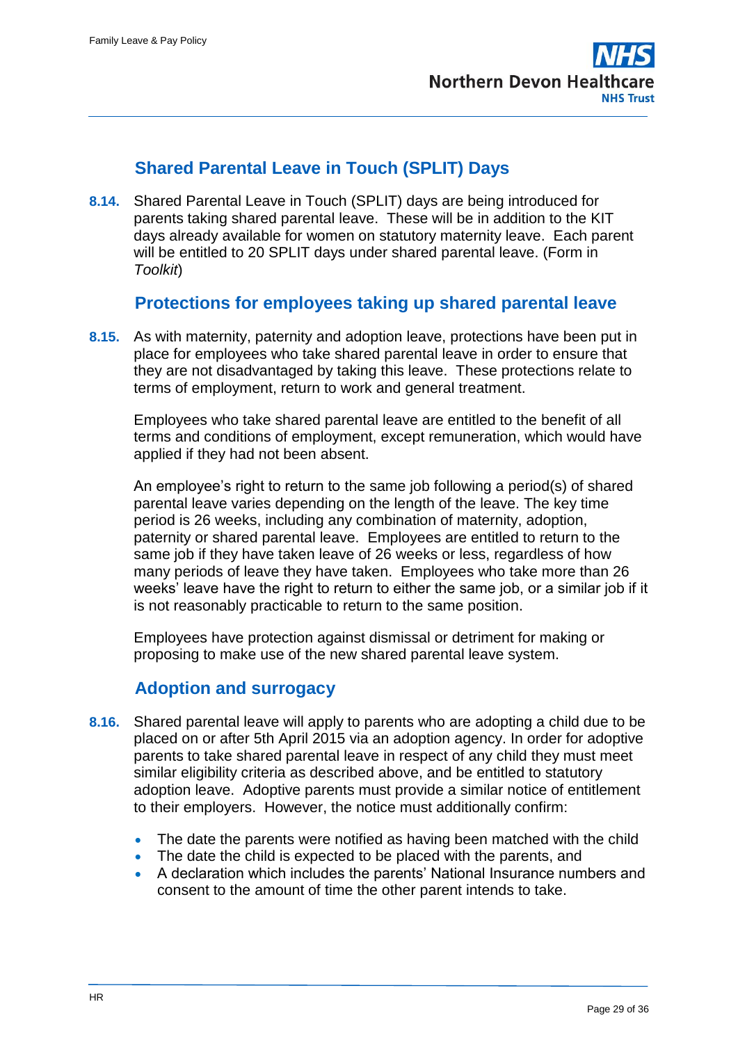## Shared Parental Leave in Touch (SPLIT) Days

**8.14.** Shared Parental Leave in Touch (SPLIT) days are being introduced for parents taking shared parental leave. These will be in addition to the KIT days already available for women on statutory maternity leave. Each parent will be entitled to 20 SPLIT days under shared parental leave. (Form in *Toolkit*)

## Protections for employees taking up shared parental leave

**8.15.** As with maternity, paternity and adoption leave, protections have been put in place for employees who take shared parental leave in order to ensure that they are not disadvantaged by taking this leave. These protections relate to terms of employment, return to work and general treatment.

Employees who take shared parental leave are entitled to the benefit of all terms and conditions of employment, except remuneration, which would have applied if they had not been absent.

An employee's right to return to the same job following a period(s) of shared parental leave varies depending on the length of the leave. The key time period is 26 weeks, including any combination of maternity, adoption, paternity or shared parental leave. Employees are entitled to return to the same job if they have taken leave of 26 weeks or less, regardless of how many periods of leave they have taken. Employees who take more than 26 weeks' leave have the right to return to either the same job, or a similar job if it is not reasonably practicable to return to the same position.

Employees have protection against dismissal or detriment for making or proposing to make use of the new shared parental leave system.

## Adoption and surrogacy

**8.16.** Shared parental leave will apply to parents who are adopting a child due to be placed on or after 5th April 2015 via an adoption agency. In order for adoptive parents to take shared parental leave in respect of any child they must meet similar eligibility criteria as described above, and be entitled to statutory adoption leave. Adoptive parents must provide a similar notice of entitlement to their employers. However, the notice must additionally confirm:

- The date the parents were notified as having been matched with the child
- The date the child is expected to be placed with the parents, and
- A declaration which includes the parents' National Insurance numbers and consent to the amount of time the other parent intends to take.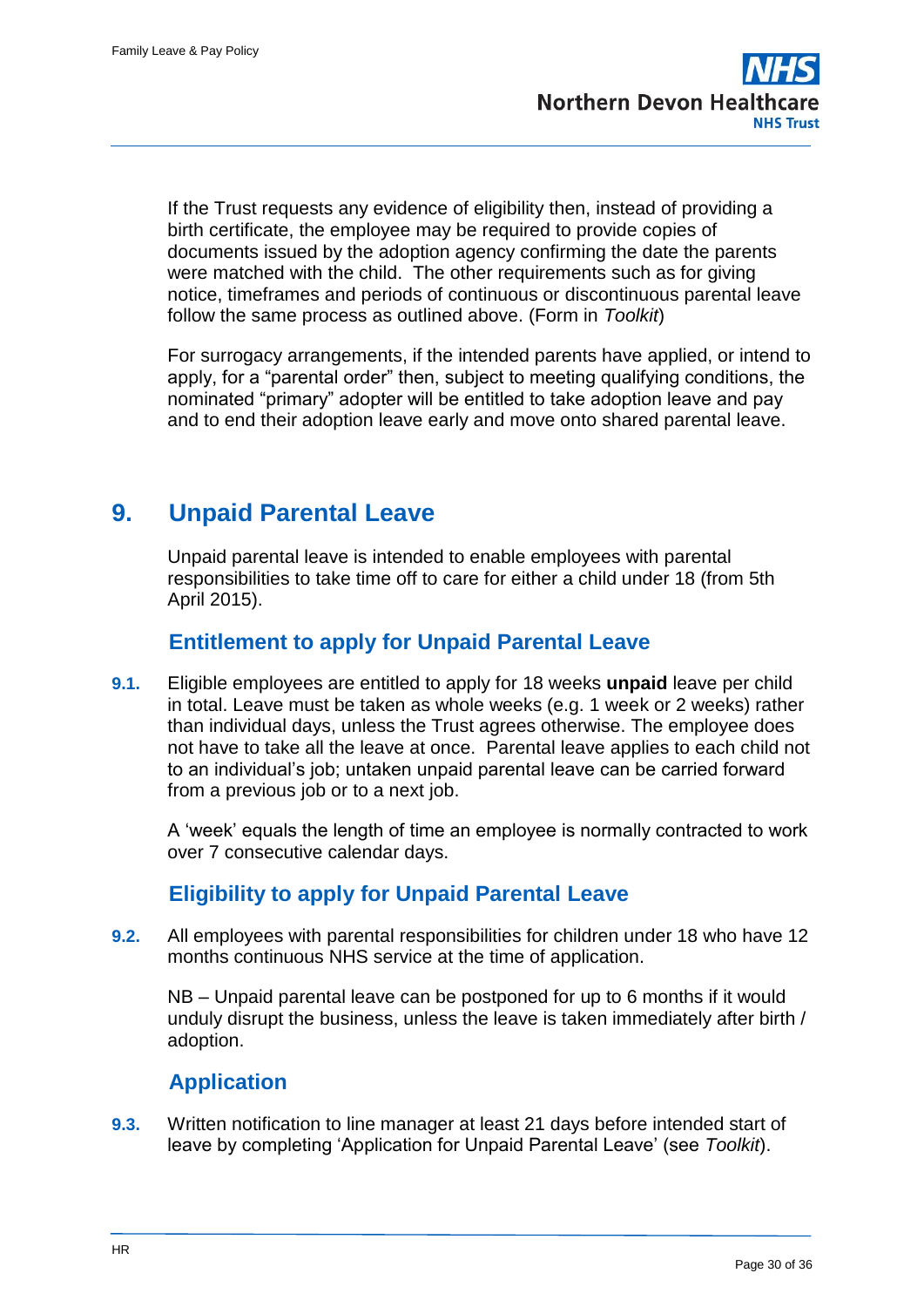If the Trust requests any evidence of eligibility then, instead of providing a birth certificate, the employee may be required to provide copies of documents issued by the adoption agency confirming the date the parents were matched with the child. The other requirements such as for giving notice, timeframes and periods of continuous or discontinuous parental leave follow the same process as outlined above. (Form in *Toolkit*)

For surrogacy arrangements, if the intended parents have applied, or intend to apply, for a "parental order" then, subject to meeting qualifying conditions, the nominated "primary" adopter will be entitled to take adoption leave and pay and to end their adoption leave early and move onto shared parental leave.

## 9. Unpaid Parental Leave

Unpaid parental leave is intended to enable employees with parental responsibilities to take time off to care for either a child under 18 (from 5th April 2015).

### Entitlement to apply for Unpaid Parental Leave

**9.1.** Eligible employees are entitled to apply for 18 weeks **unpaid** leave per child in total. Leave must be taken as whole weeks (e.g. 1 week or 2 weeks) rather than individual days, unless the Trust agrees otherwise. The employee does not have to take all the leave at once. Parental leave applies to each child not to an individual's job; untaken unpaid parental leave can be carried forward from a previous job or to a next job.

A 'week' equals the length of time an employee is normally contracted to work over 7 consecutive calendar days.

### Eligibility to apply for Unpaid Parental Leave

**9.2.** All employees with parental responsibilities for children under 18 who have 12 months continuous NHS service at the time of application.

NB – Unpaid parental leave can be postponed for up to 6 months if it would unduly disrupt the business, unless the leave is taken immediately after birth / adoption.

### Application

**9.3.** Written notification to line manager at least 21 days before intended start of leave by completing 'Application for Unpaid Parental Leave' (see *Toolkit*).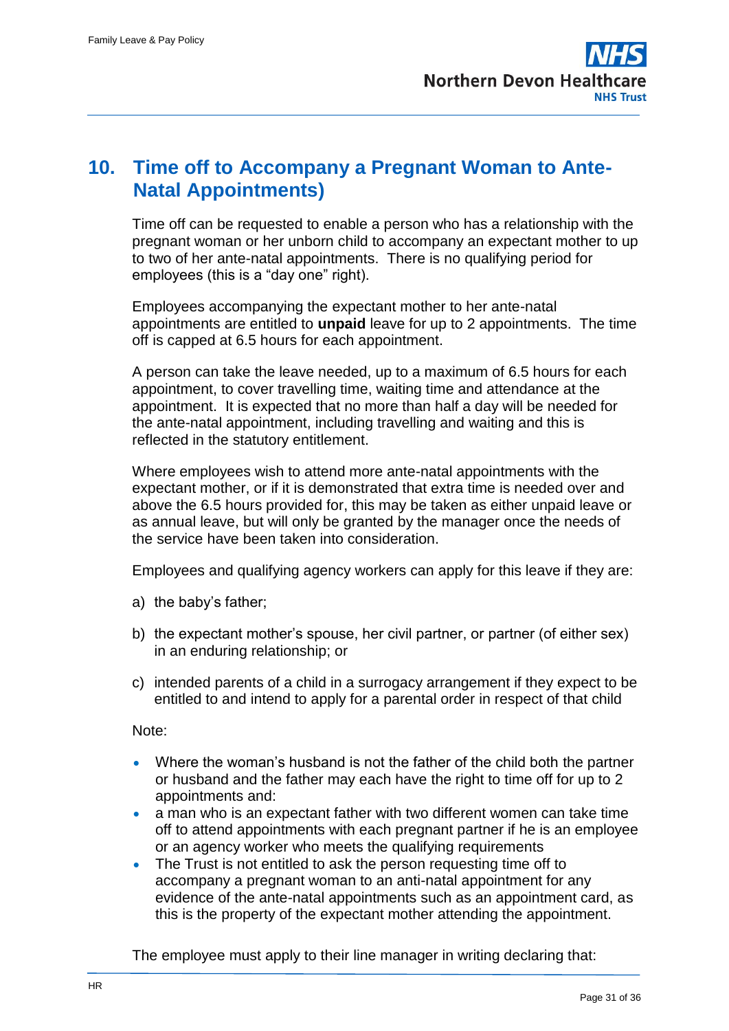## 10. Time off to Accompany a Pregnant Woman to Ante-Natal Appointments)

Time off can be requested to enable a person who has a relationship with the pregnant woman or her unborn child to accompany an expectant mother to up to two of her ante-natal appointments. There is no qualifying period for employees (this is a "day one" right).

Employees accompanying the expectant mother to her ante-natal appointments are entitled to **unpaid** leave for up to 2 appointments. The time off is capped at 6.5 hours for each appointment.

A person can take the leave needed, up to a maximum of 6.5 hours for each appointment, to cover travelling time, waiting time and attendance at the appointment. It is expected that no more than half a day will be needed for the ante-natal appointment, including travelling and waiting and this is reflected in the statutory entitlement.

Where employees wish to attend more ante-natal appointments with the expectant mother, or if it is demonstrated that extra time is needed over and above the 6.5 hours provided for, this may be taken as either unpaid leave or as annual leave, but will only be granted by the manager once the needs of the service have been taken into consideration.

Employees and qualifying agency workers can apply for this leave if they are:

a) the baby's father;

b) the expectant mother's spouse, her civil partner, or partner (of either sex) in an enduring relationship; or

c) intended parents of a child in a surrogacy arrangement if they expect to be entitled to and intend to apply for a parental order in respect of that child

Note:

- Where the woman's husband is not the father of the child both the partner or husband and the father may each have the right to time off for up to 2 appointments and:
- a man who is an expectant father with two different women can take time off to attend appointments with each pregnant partner if he is an employee or an agency worker who meets the qualifying requirements
- The Trust is not entitled to ask the person requesting time off to accompany a pregnant woman to an anti-natal appointment for any evidence of the ante-natal appointments such as an appointment card, as this is the property of the expectant mother attending the appointment.

The employee must apply to their line manager in writing declaring that: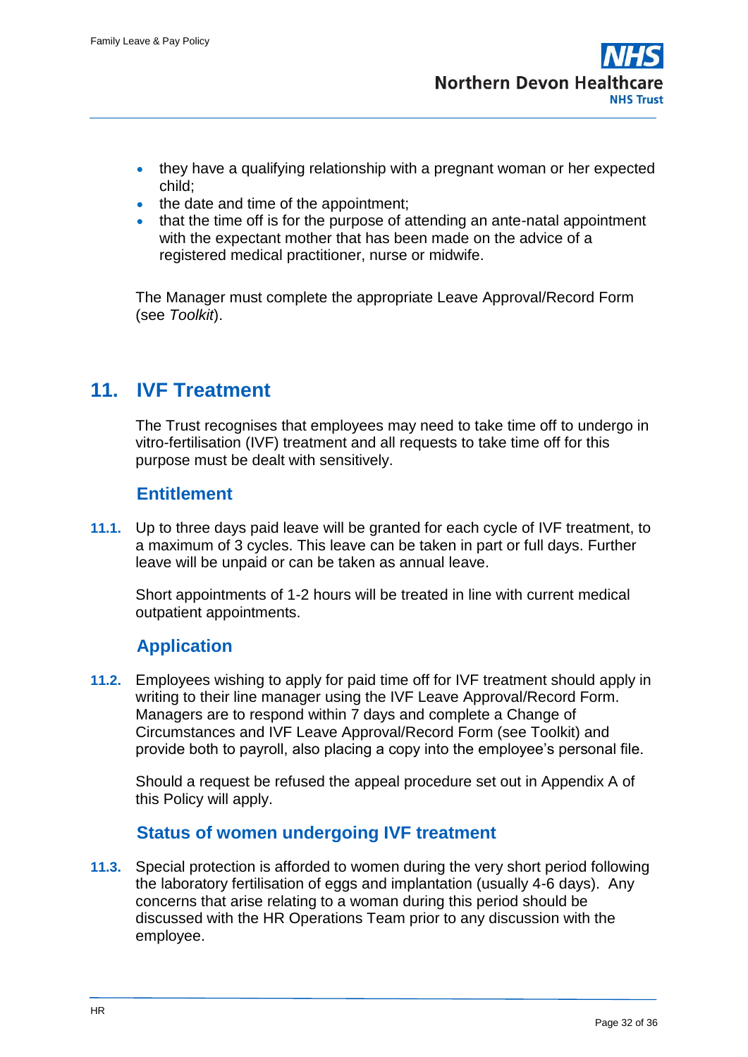- they have a qualifying relationship with a pregnant woman or her expected child;
- the date and time of the appointment;
- that the time off is for the purpose of attending an ante-natal appointment with the expectant mother that has been made on the advice of a registered medical practitioner, nurse or midwife.

The Manager must complete the appropriate Leave Approval/Record Form (see *Toolkit*).

## 11. IVF Treatment

The Trust recognises that employees may need to take time off to undergo in vitro-fertilisation (IVF) treatment and all requests to take time off for this purpose must be dealt with sensitively.

### Entitlement

**11.1.** Up to three days paid leave will be granted for each cycle of IVF treatment, to a maximum of 3 cycles. This leave can be taken in part or full days. Further leave will be unpaid or can be taken as annual leave.

Short appointments of 1-2 hours will be treated in line with current medical outpatient appointments.

### Application

**11.2.** Employees wishing to apply for paid time off for IVF treatment should apply in writing to their line manager using the IVF Leave Approval/Record Form. Managers are to respond within 7 days and complete a Change of Circumstances and IVF Leave Approval/Record Form (see Toolkit) and provide both to payroll, also placing a copy into the employee's personal file.

Should a request be refused the appeal procedure set out in Appendix A of this Policy will apply.

### Status of women undergoing IVF treatment

**11.3.** Special protection is afforded to women during the very short period following the laboratory fertilisation of eggs and implantation (usually 4-6 days). Any concerns that arise relating to a woman during this period should be discussed with the HR Operations Team prior to any discussion with the employee.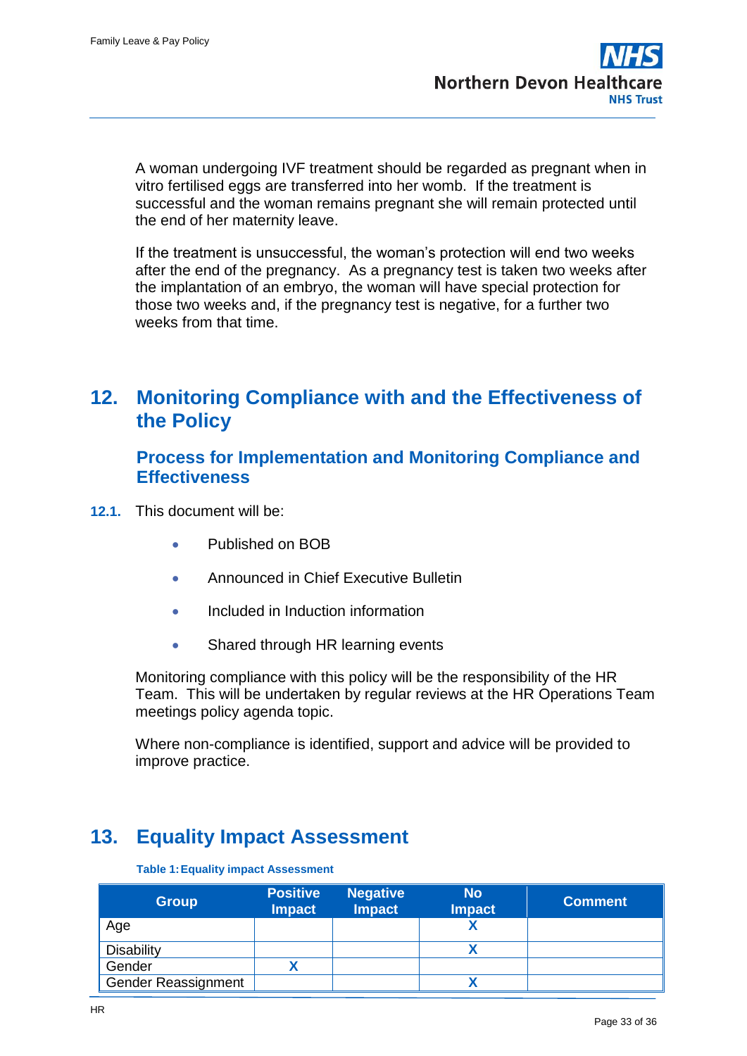A woman undergoing IVF treatment should be regarded as pregnant when in vitro fertilised eggs are transferred into her womb. If the treatment is successful and the woman remains pregnant she will remain protected until the end of her maternity leave.

If the treatment is unsuccessful, the woman's protection will end two weeks after the end of the pregnancy. As a pregnancy test is taken two weeks after the implantation of an embryo, the woman will have special protection for those two weeks and, if the pregnancy test is negative, for a further two weeks from that time.

# 12. Monitoring Compliance with and the Effectiveness of the Policy

## Process for Implementation and Monitoring Compliance and Effectiveness

**12.1.** This document will be:

- Published on BOB
- Announced in Chief Executive Bulletin
- Included in Induction information
- Shared through HR learning events

Monitoring compliance with this policy will be the responsibility of the HR Team. This will be undertaken by regular reviews at the HR Operations Team meetings policy agenda topic.

Where non-compliance is identified, support and advice will be provided to improve practice.

# 13. Equality Impact Assessment

**Table 1: Equality impact Assessment**

| Group | Positive Impact | Negative Impact | No Impact | Comment |
|---|---|---|---|---|
| Age | | | X | |
| Disability | | | X | |
| Gender | X | | | |
| Gender Reassignment | | | X | |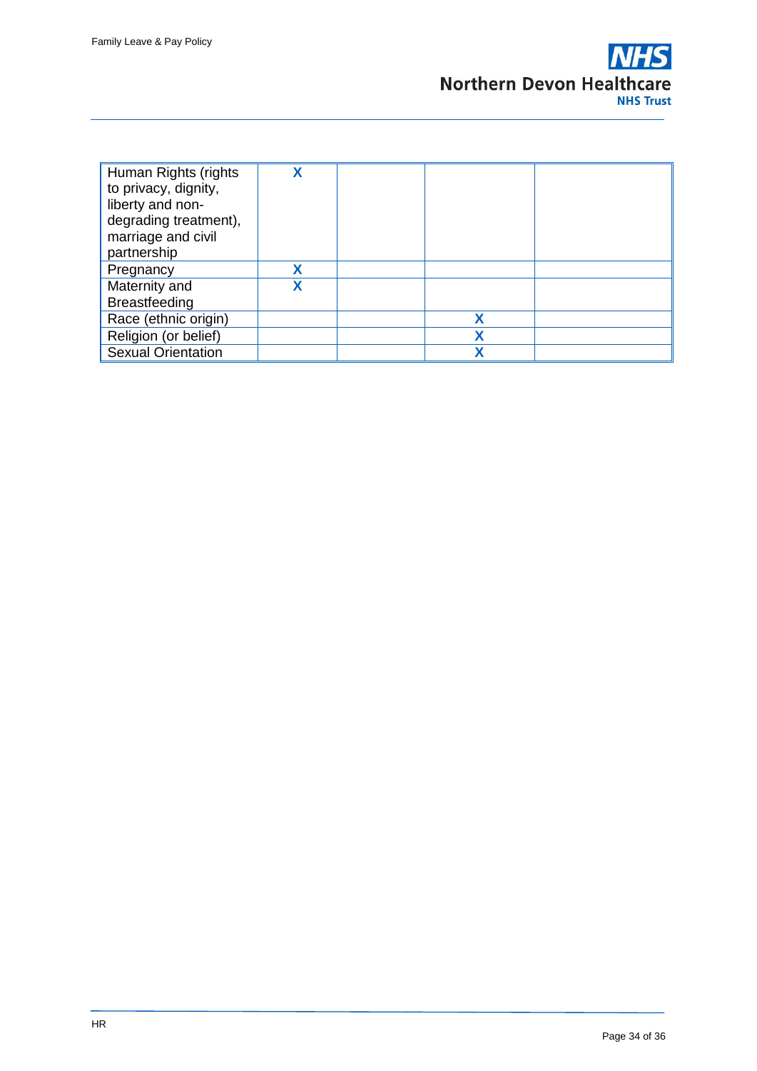| | | | | |
|---|---|---|---|---|
| Human Rights (rights to privacy, dignity, liberty and non-degrading treatment), marriage and civil partnership | X | | | |
| Pregnancy | X | | | |
| Maternity and Breastfeeding | X | | | |
| Race (ethnic origin) | | | X | |
| Religion (or belief) | | | X | |
| Sexual Orientation | | | X | |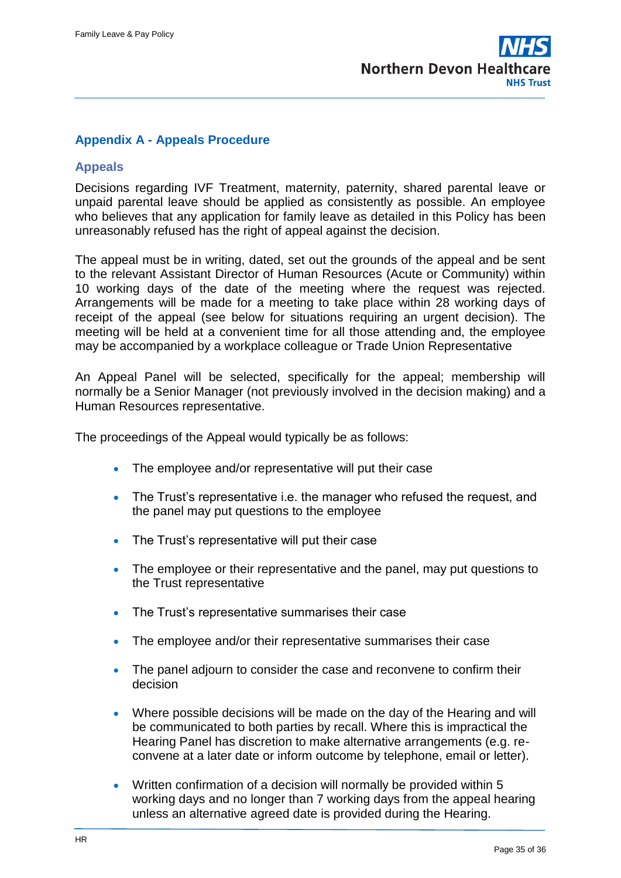## Appendix A - Appeals Procedure

### Appeals

Decisions regarding IVF Treatment, maternity, paternity, shared parental leave or unpaid parental leave should be applied as consistently as possible. An employee who believes that any application for family leave as detailed in this Policy has been unreasonably refused has the right of appeal against the decision.

The appeal must be in writing, dated, set out the grounds of the appeal and be sent to the relevant Assistant Director of Human Resources (Acute or Community) within 10 working days of the date of the meeting where the request was rejected. Arrangements will be made for a meeting to take place within 28 working days of receipt of the appeal (see below for situations requiring an urgent decision). The meeting will be held at a convenient time for all those attending and, the employee may be accompanied by a workplace colleague or Trade Union Representative

An Appeal Panel will be selected, specifically for the appeal; membership will normally be a Senior Manager (not previously involved in the decision making) and a Human Resources representative.

The proceedings of the Appeal would typically be as follows:

- The employee and/or representative will put their case
- The Trust's representative i.e. the manager who refused the request, and the panel may put questions to the employee
- The Trust's representative will put their case
- The employee or their representative and the panel, may put questions to the Trust representative
- The Trust's representative summarises their case
- The employee and/or their representative summarises their case
- The panel adjourn to consider the case and reconvene to confirm their decision
- Where possible decisions will be made on the day of the Hearing and will be communicated to both parties by recall. Where this is impractical the Hearing Panel has discretion to make alternative arrangements (e.g. re-convene at a later date or inform outcome by telephone, email or letter).
- Written confirmation of a decision will normally be provided within 5 working days and no longer than 7 working days from the appeal hearing unless an alternative agreed date is provided during the Hearing.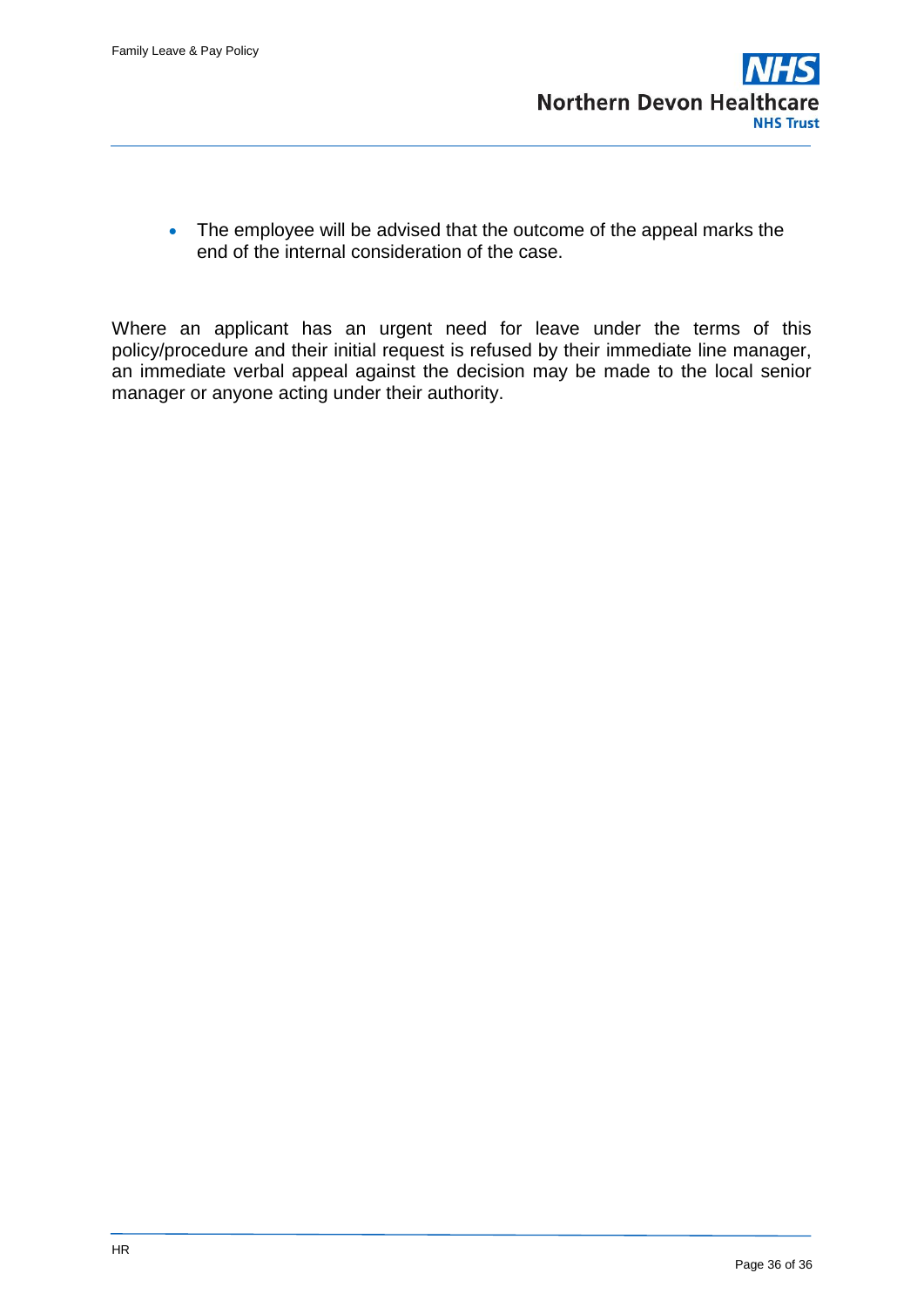- The employee will be advised that the outcome of the appeal marks the end of the internal consideration of the case.

Where an applicant has an urgent need for leave under the terms of this policy/procedure and their initial request is refused by their immediate line manager, an immediate verbal appeal against the decision may be made to the local senior manager or anyone acting under their authority.